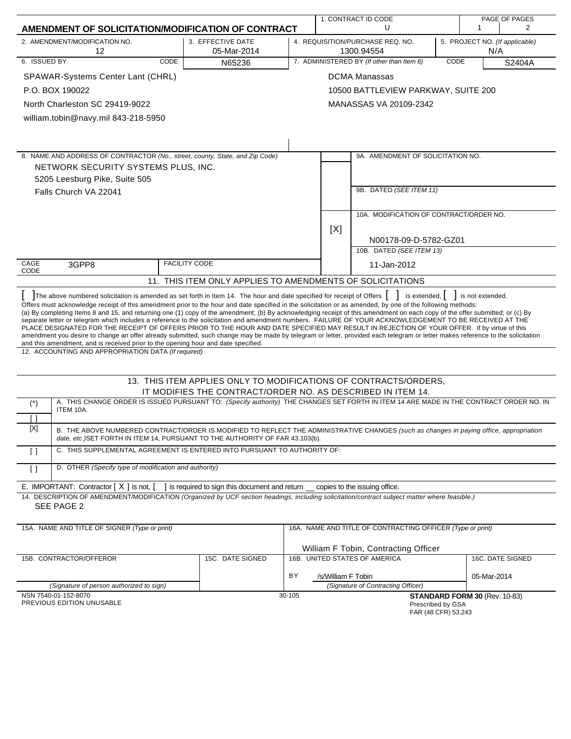# AMENDMENT OF SOLICITATION/MODIFICATION OF CONTRACT

| 1. CONTRACT ID CODE | PAGE OF PAGES |
|---|---|
| U | 1 / 2 |

| 2. AMENDMENT/MODIFICATION NO. | 3. EFFECTIVE DATE | 4. REQUISITION/PURCHASE REQ. NO. | 5. PROJECT NO. (If applicable) |
|---|---|---|---|
| 12 | 05-Mar-2014 | 1300.94554 | N/A |

| 6. ISSUED BY | CODE N65236 | 7. ADMINISTERED BY (If other than Item 6) | CODE S2404A |
|---|---|---|---|
| SPAWAR-Systems Center Lant (CHRL)<br>P.O. BOX 190022<br>North Charleston SC 29419-9022<br>william.tobin@navy.mil 843-218-5950 | | DCMA Manassas<br>10500 BATTLEVIEW PARKWAY, SUITE 200<br>MANASSAS VA 20109-2342 | |

8. NAME AND ADDRESS OF CONTRACTOR (No., street, county, State, and Zip Code)

NETWORK SECURITY SYSTEMS PLUS, INC.
5205 Leesburg Pike, Suite 505
Falls Church VA 22041

CAGE CODE: 3GPP8 | FACILITY CODE:

9A. AMENDMENT OF SOLICITATION NO.

9B. DATED (SEE ITEM 11)

[X] 10A. MODIFICATION OF CONTRACT/ORDER NO.
N00178-09-D-5782-GZ01

10B. DATED (SEE ITEM 13)
11-Jan-2012

## 11. THIS ITEM ONLY APPLIES TO AMENDMENTS OF SOLICITATIONS

[ ] The above numbered solicitation is amended as set forth in Item 14. The hour and date specified for receipt of Offers [ ] is extended, [ ] is not extended.

Offers must acknowledge receipt of this amendment prior to the hour and date specified in the solicitation or as amended, by one of the following methods:
(a) By completing Items 8 and 15, and returning one (1) copy of the amendment; (b) By acknowledging receipt of this amendment on each copy of the offer submitted; or (c) By separate letter or telegram which includes a reference to the solicitation and amendment numbers. FAILURE OF YOUR ACKNOWLEDGEMENT TO BE RECEIVED AT THE PLACE DESIGNATED FOR THE RECEIPT OF OFFERS PRIOR TO THE HOUR AND DATE SPECIFIED MAY RESULT IN REJECTION OF YOUR OFFER. If by virtue of this amendment you desire to change an offer already submitted, such change may be made by telegram or letter, provided each telegram or letter makes reference to the solicitation and this amendment, and is received prior to the opening hour and date specified.

12. ACCOUNTING AND APPROPRIATION DATA (If required)

## 13. THIS ITEM APPLIES ONLY TO MODIFICATIONS OF CONTRACTS/ORDERS, IT MODIFIES THE CONTRACT/ORDER NO. AS DESCRIBED IN ITEM 14.

| | |
|---|---|
| (*) [ ] | A. THIS CHANGE ORDER IS ISSUED PURSUANT TO: (Specify authority) THE CHANGES SET FORTH IN ITEM 14 ARE MADE IN THE CONTRACT ORDER NO. IN ITEM 10A. |
| [X] | B. THE ABOVE NUMBERED CONTRACT/ORDER IS MODIFIED TO REFLECT THE ADMINISTRATIVE CHANGES (such as changes in paying office, appropriation date, etc.) SET FORTH IN ITEM 14, PURSUANT TO THE AUTHORITY OF FAR 43.103(b). |
| [ ] | C. THIS SUPPLEMENTAL AGREEMENT IS ENTERED INTO PURSUANT TO AUTHORITY OF: |
| [ ] | D. OTHER (Specify type of modification and authority) |

E. IMPORTANT: Contractor [ X ] is not, [ ] is required to sign this document and return __ copies to the issuing office.

14. DESCRIPTION OF AMENDMENT/MODIFICATION (Organized by UCF section headings, including solicitation/contract subject matter where feasible.)

SEE PAGE 2

| 15A. NAME AND TITLE OF SIGNER (Type or print) | | 16A. NAME AND TITLE OF CONTRACTING OFFICER (Type or print) | |
|---|---|---|---|
| | | William F Tobin, Contracting Officer | |
| 15B. CONTRACTOR/OFFEROR | 15C. DATE SIGNED | 16B. UNITED STATES OF AMERICA | 16C. DATE SIGNED |
| | | BY /s/William F Tobin | 05-Mar-2014 |
| (Signature of person authorized to sign) | | (Signature of Contracting Officer) | |

NSN 7540-01-152-8070
PREVIOUS EDITION UNUSABLE

30-105

**STANDARD FORM 30** (Rev. 10-83)
Prescribed by GSA
FAR (48 CFR) 53.243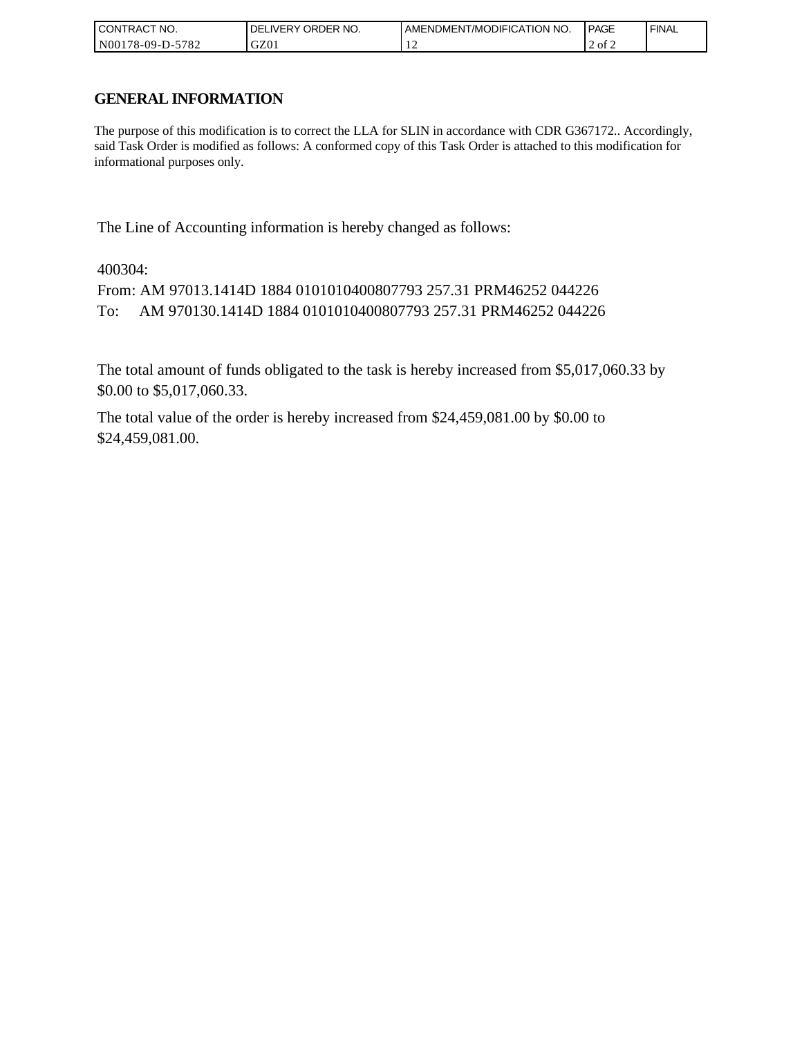| CONTRACT NO. | DELIVERY ORDER NO. | AMENDMENT/MODIFICATION NO. | PAGE | FINAL |
| --- | --- | --- | --- | --- |
| N00178-09-D-5782 | GZ01 | 12 | 2 of 2 | |

## GENERAL INFORMATION

The purpose of this modification is to correct the LLA for SLIN in accordance with CDR G367172.. Accordingly, said Task Order is modified as follows: A conformed copy of this Task Order is attached to this modification for informational purposes only.

The Line of Accounting information is hereby changed as follows:

400304:
From: AM 97013.1414D 1884 0101010400807793 257.31 PRM46252 044226
To: AM 970130.1414D 1884 0101010400807793 257.31 PRM46252 044226

The total amount of funds obligated to the task is hereby increased from $5,017,060.33 by $0.00 to $5,017,060.33.

The total value of the order is hereby increased from $24,459,081.00 by $0.00 to $24,459,081.00.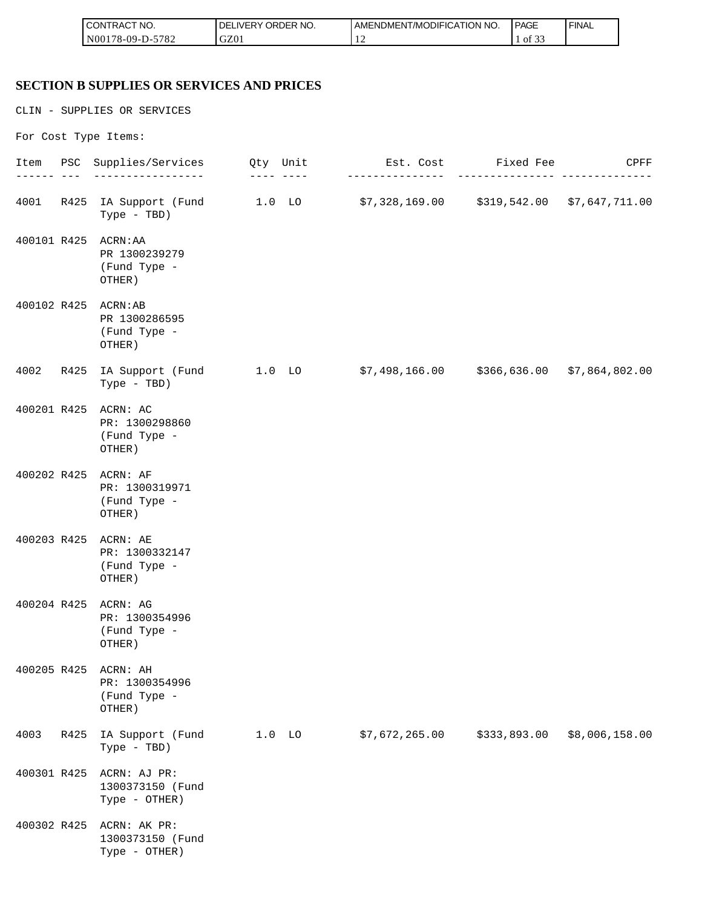## SECTION B SUPPLIES OR SERVICES AND PRICES

CLIN - SUPPLIES OR SERVICES

For Cost Type Items:

| Item | PSC | Supplies/Services | Qty | Unit | Est. Cost | Fixed Fee | CPFF |
|---|---|---|---|---|---|---|---|
| 4001 | R425 | IA Support (Fund Type - TBD) | 1.0 | LO | $7,328,169.00 | $319,542.00 | $7,647,711.00 |
| 400101 | R425 | ACRN:AA PR 1300239279 (Fund Type - OTHER) | | | | | |
| 400102 | R425 | ACRN:AB PR 1300286595 (Fund Type - OTHER) | | | | | |
| 4002 | R425 | IA Support (Fund Type - TBD) | 1.0 | LO | $7,498,166.00 | $366,636.00 | $7,864,802.00 |
| 400201 | R425 | ACRN: AC PR: 1300298860 (Fund Type - OTHER) | | | | | |
| 400202 | R425 | ACRN: AF PR: 1300319971 (Fund Type - OTHER) | | | | | |
| 400203 | R425 | ACRN: AE PR: 1300332147 (Fund Type - OTHER) | | | | | |
| 400204 | R425 | ACRN: AG PR: 1300354996 (Fund Type - OTHER) | | | | | |
| 400205 | R425 | ACRN: AH PR: 1300354996 (Fund Type - OTHER) | | | | | |
| 4003 | R425 | IA Support (Fund Type - TBD) | 1.0 | LO | $7,672,265.00 | $333,893.00 | $8,006,158.00 |
| 400301 | R425 | ACRN: AJ PR: 1300373150 (Fund Type - OTHER) | | | | | |
| 400302 | R425 | ACRN: AK PR: 1300373150 (Fund Type - OTHER) | | | | | |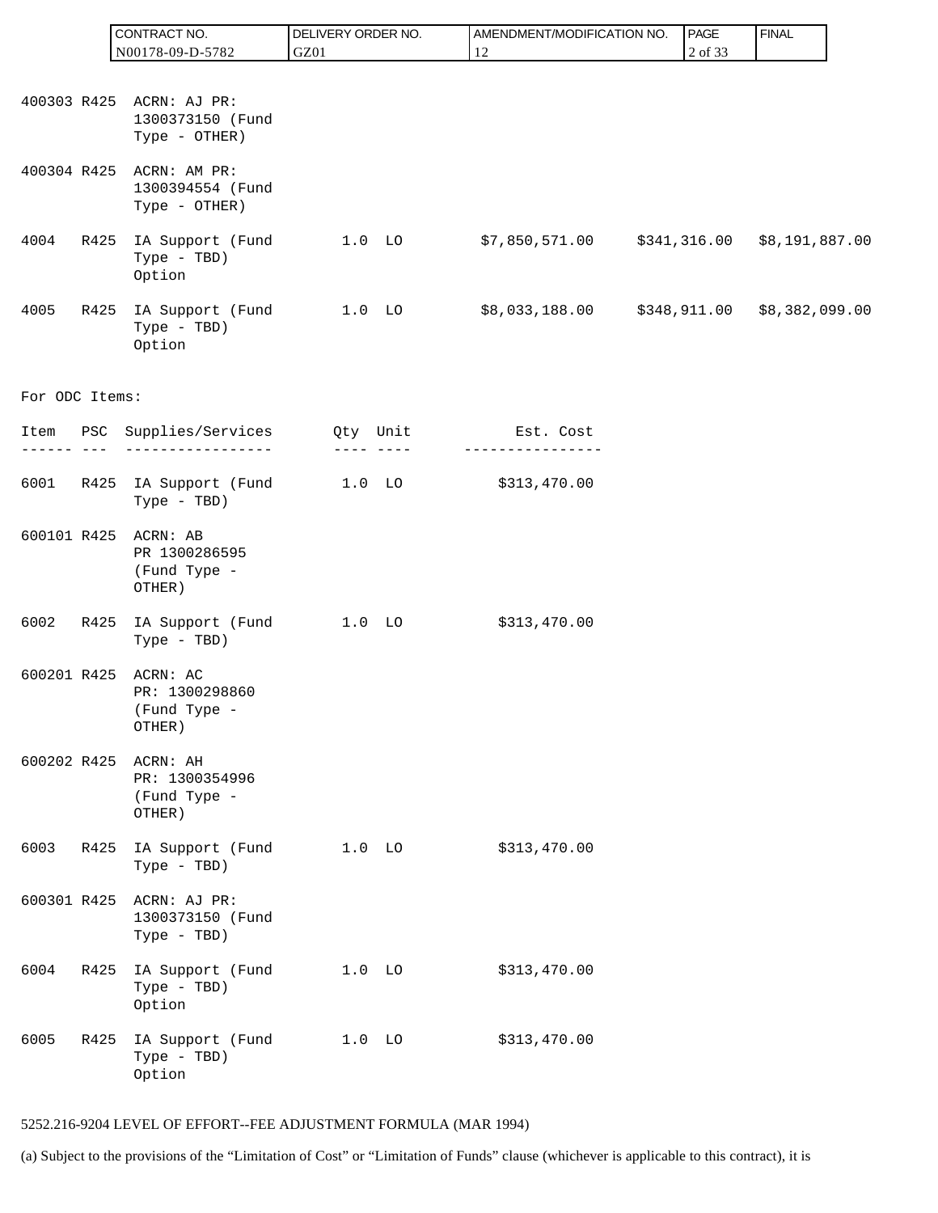| | | | | | | |
|---|---|---|---|---|---|---|
| 400303 | R425 | ACRN: AJ PR: 1300373150 (Fund Type - OTHER) | | | | |
| 400304 | R425 | ACRN: AM PR: 1300394554 (Fund Type - OTHER) | | | | |
| 4004 | R425 | IA Support (Fund Type - TBD) Option | 1.0 LO | $7,850,571.00 | $341,316.00 | $8,191,887.00 |
| 4005 | R425 | IA Support (Fund Type - TBD) Option | 1.0 LO | $8,033,188.00 | $348,911.00 | $8,382,099.00 |

For ODC Items:

| Item | PSC | Supplies/Services | Qty | Unit | Est. Cost |
|---|---|---|---|---|---|
| 6001 | R425 | IA Support (Fund Type - TBD) | 1.0 | LO | $313,470.00 |
| 600101 | R425 | ACRN: AB PR 1300286595 (Fund Type - OTHER) | | | |
| 6002 | R425 | IA Support (Fund Type - TBD) | 1.0 | LO | $313,470.00 |
| 600201 | R425 | ACRN: AC PR: 1300298860 (Fund Type - OTHER) | | | |
| 600202 | R425 | ACRN: AH PR: 1300354996 (Fund Type - OTHER) | | | |
| 6003 | R425 | IA Support (Fund Type - TBD) | 1.0 | LO | $313,470.00 |
| 600301 | R425 | ACRN: AJ PR: 1300373150 (Fund Type - TBD) | | | |
| 6004 | R425 | IA Support (Fund Type - TBD) Option | 1.0 | LO | $313,470.00 |
| 6005 | R425 | IA Support (Fund Type - TBD) Option | 1.0 | LO | $313,470.00 |

5252.216-9204 LEVEL OF EFFORT--FEE ADJUSTMENT FORMULA (MAR 1994)

(a) Subject to the provisions of the "Limitation of Cost" or "Limitation of Funds" clause (whichever is applicable to this contract), it is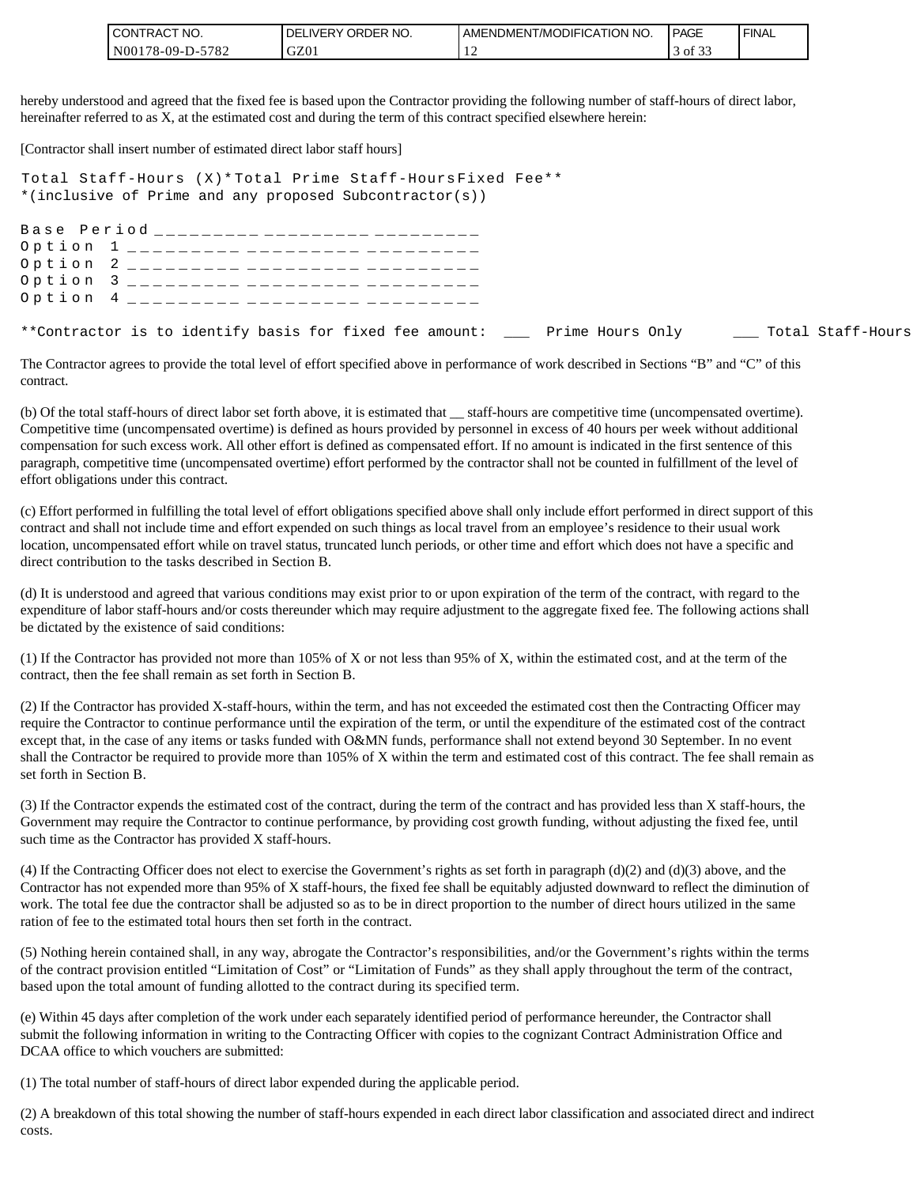hereby understood and agreed that the fixed fee is based upon the Contractor providing the following number of staff-hours of direct labor, hereinafter referred to as X, at the estimated cost and during the term of this contract specified elsewhere herein:

[Contractor shall insert number of estimated direct labor staff hours]

```
Total Staff-Hours (X)*Total Prime Staff-HoursFixed Fee**
*(inclusive of Prime and any proposed Subcontractor(s))

Base Period _________ _________ _________
Option 1 _________ _________ _________
Option 2 _________ _________ _________
Option 3 _________ _________ _________
Option 4 _________ _________ _________

**Contractor is to identify basis for fixed fee amount: ___ Prime Hours Only     ___ Total Staff-Hours
```

The Contractor agrees to provide the total level of effort specified above in performance of work described in Sections "B" and "C" of this contract.

(b) Of the total staff-hours of direct labor set forth above, it is estimated that __ staff-hours are competitive time (uncompensated overtime). Competitive time (uncompensated overtime) is defined as hours provided by personnel in excess of 40 hours per week without additional compensation for such excess work. All other effort is defined as compensated effort. If no amount is indicated in the first sentence of this paragraph, competitive time (uncompensated overtime) effort performed by the contractor shall not be counted in fulfillment of the level of effort obligations under this contract.

(c) Effort performed in fulfilling the total level of effort obligations specified above shall only include effort performed in direct support of this contract and shall not include time and effort expended on such things as local travel from an employee's residence to their usual work location, uncompensated effort while on travel status, truncated lunch periods, or other time and effort which does not have a specific and direct contribution to the tasks described in Section B.

(d) It is understood and agreed that various conditions may exist prior to or upon expiration of the term of the contract, with regard to the expenditure of labor staff-hours and/or costs thereunder which may require adjustment to the aggregate fixed fee. The following actions shall be dictated by the existence of said conditions:

(1) If the Contractor has provided not more than 105% of X or not less than 95% of X, within the estimated cost, and at the term of the contract, then the fee shall remain as set forth in Section B.

(2) If the Contractor has provided X-staff-hours, within the term, and has not exceeded the estimated cost then the Contracting Officer may require the Contractor to continue performance until the expiration of the term, or until the expenditure of the estimated cost of the contract except that, in the case of any items or tasks funded with O&MN funds, performance shall not extend beyond 30 September. In no event shall the Contractor be required to provide more than 105% of X within the term and estimated cost of this contract. The fee shall remain as set forth in Section B.

(3) If the Contractor expends the estimated cost of the contract, during the term of the contract and has provided less than X staff-hours, the Government may require the Contractor to continue performance, by providing cost growth funding, without adjusting the fixed fee, until such time as the Contractor has provided X staff-hours.

(4) If the Contracting Officer does not elect to exercise the Government's rights as set forth in paragraph (d)(2) and (d)(3) above, and the Contractor has not expended more than 95% of X staff-hours, the fixed fee shall be equitably adjusted downward to reflect the diminution of work. The total fee due the contractor shall be adjusted so as to be in direct proportion to the number of direct hours utilized in the same ration of fee to the estimated total hours then set forth in the contract.

(5) Nothing herein contained shall, in any way, abrogate the Contractor's responsibilities, and/or the Government's rights within the terms of the contract provision entitled "Limitation of Cost" or "Limitation of Funds" as they shall apply throughout the term of the contract, based upon the total amount of funding allotted to the contract during its specified term.

(e) Within 45 days after completion of the work under each separately identified period of performance hereunder, the Contractor shall submit the following information in writing to the Contracting Officer with copies to the cognizant Contract Administration Office and DCAA office to which vouchers are submitted:

(1) The total number of staff-hours of direct labor expended during the applicable period.

(2) A breakdown of this total showing the number of staff-hours expended in each direct labor classification and associated direct and indirect costs.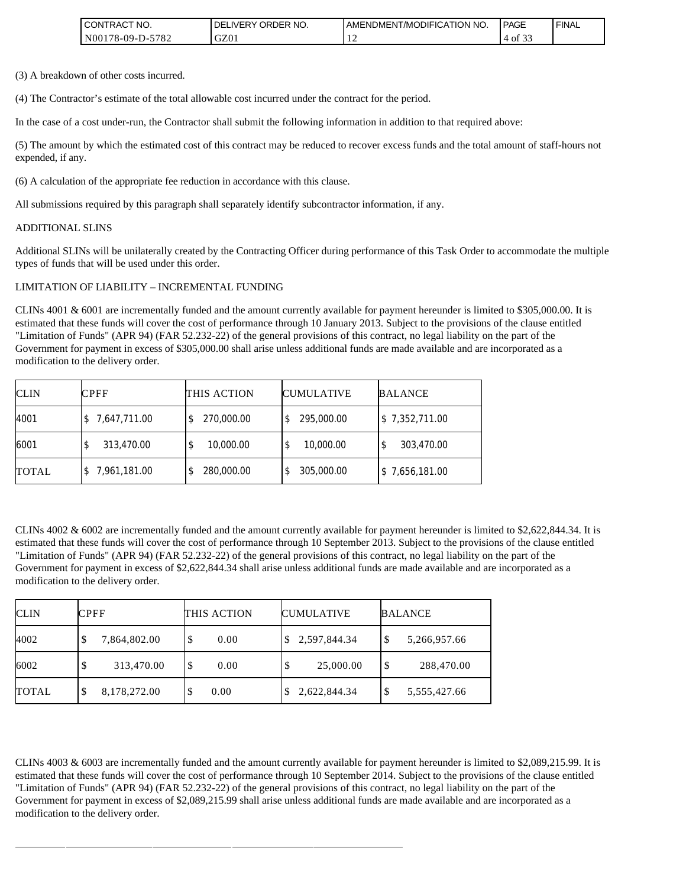(3) A breakdown of other costs incurred.

(4) The Contractor's estimate of the total allowable cost incurred under the contract for the period.

In the case of a cost under-run, the Contractor shall submit the following information in addition to that required above:

(5) The amount by which the estimated cost of this contract may be reduced to recover excess funds and the total amount of staff-hours not expended, if any.

(6) A calculation of the appropriate fee reduction in accordance with this clause.

All submissions required by this paragraph shall separately identify subcontractor information, if any.

ADDITIONAL SLINS

Additional SLINs will be unilaterally created by the Contracting Officer during performance of this Task Order to accommodate the multiple types of funds that will be used under this order.

LIMITATION OF LIABILITY – INCREMENTAL FUNDING

CLINs 4001 & 6001 are incrementally funded and the amount currently available for payment hereunder is limited to $305,000.00. It is estimated that these funds will cover the cost of performance through 10 January 2013. Subject to the provisions of the clause entitled "Limitation of Funds" (APR 94) (FAR 52.232-22) of the general provisions of this contract, no legal liability on the part of the Government for payment in excess of $305,000.00 shall arise unless additional funds are made available and are incorporated as a modification to the delivery order.

| CLIN | CPFF | THIS ACTION | CUMULATIVE | BALANCE |
|---|---|---|---|---|
| 4001 | $ 7,647,711.00 | $ 270,000.00 | $ 295,000.00 | $ 7,352,711.00 |
| 6001 | $ 313,470.00 | $ 10,000.00 | $ 10,000.00 | $ 303,470.00 |
| TOTAL | $ 7,961,181.00 | $ 280,000.00 | $ 305,000.00 | $ 7,656,181.00 |

CLINs 4002 & 6002 are incrementally funded and the amount currently available for payment hereunder is limited to $2,622,844.34. It is estimated that these funds will cover the cost of performance through 10 September 2013. Subject to the provisions of the clause entitled "Limitation of Funds" (APR 94) (FAR 52.232-22) of the general provisions of this contract, no legal liability on the part of the Government for payment in excess of $2,622,844.34 shall arise unless additional funds are made available and are incorporated as a modification to the delivery order.

| CLIN | CPFF | THIS ACTION | CUMULATIVE | BALANCE |
|---|---|---|---|---|
| 4002 | $ 7,864,802.00 | $ 0.00 | $ 2,597,844.34 | $ 5,266,957.66 |
| 6002 | $ 313,470.00 | $ 0.00 | $ 25,000.00 | $ 288,470.00 |
| TOTAL | $ 8,178,272.00 | $ 0.00 | $ 2,622,844.34 | $ 5,555,427.66 |

CLINs 4003 & 6003 are incrementally funded and the amount currently available for payment hereunder is limited to $2,089,215.99. It is estimated that these funds will cover the cost of performance through 10 September 2014. Subject to the provisions of the clause entitled "Limitation of Funds" (APR 94) (FAR 52.232-22) of the general provisions of this contract, no legal liability on the part of the Government for payment in excess of $2,089,215.99 shall arise unless additional funds are made available and are incorporated as a modification to the delivery order.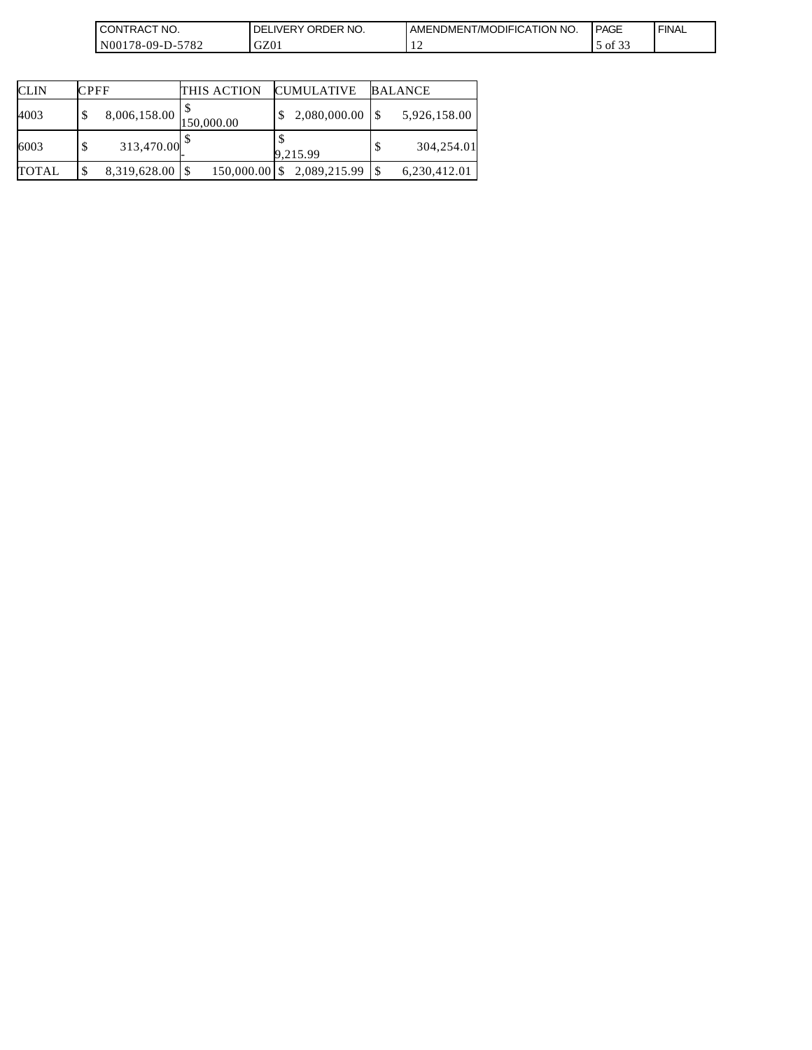| CLIN | CPFF | THIS ACTION | CUMULATIVE | BALANCE |
| --- | --- | --- | --- | --- |
| 4003 | $ 8,006,158.00 | $ 150,000.00 | $ 2,080,000.00 | $ 5,926,158.00 |
| 6003 | $ 313,470.00 | $ - | $ 9,215.99 | $ 304,254.01 |
| TOTAL | $ 8,319,628.00 | $ 150,000.00 | $ 2,089,215.99 | $ 6,230,412.01 |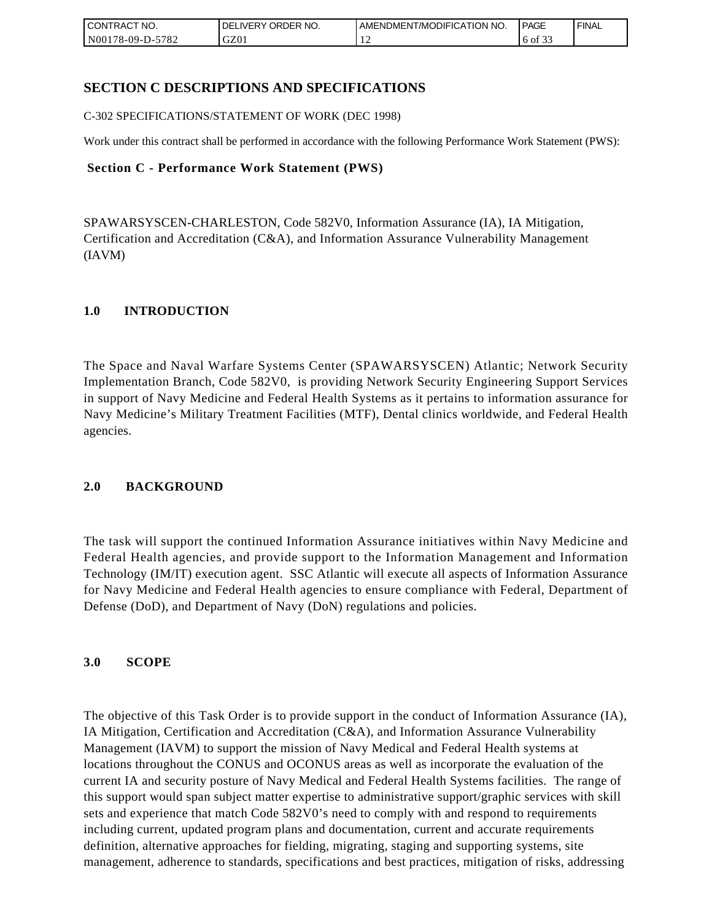# SECTION C DESCRIPTIONS AND SPECIFICATIONS

C-302 SPECIFICATIONS/STATEMENT OF WORK (DEC 1998)

Work under this contract shall be performed in accordance with the following Performance Work Statement (PWS):

**Section C - Performance Work Statement (PWS)**

SPAWARSYSCEN-CHARLESTON, Code 582V0, Information Assurance (IA), IA Mitigation, Certification and Accreditation (C&A), and Information Assurance Vulnerability Management (IAVM)

## 1.0 INTRODUCTION

The Space and Naval Warfare Systems Center (SPAWARSYSCEN) Atlantic; Network Security Implementation Branch, Code 582V0, is providing Network Security Engineering Support Services in support of Navy Medicine and Federal Health Systems as it pertains to information assurance for Navy Medicine's Military Treatment Facilities (MTF), Dental clinics worldwide, and Federal Health agencies.

## 2.0 BACKGROUND

The task will support the continued Information Assurance initiatives within Navy Medicine and Federal Health agencies, and provide support to the Information Management and Information Technology (IM/IT) execution agent. SSC Atlantic will execute all aspects of Information Assurance for Navy Medicine and Federal Health agencies to ensure compliance with Federal, Department of Defense (DoD), and Department of Navy (DoN) regulations and policies.

## 3.0 SCOPE

The objective of this Task Order is to provide support in the conduct of Information Assurance (IA), IA Mitigation, Certification and Accreditation (C&A), and Information Assurance Vulnerability Management (IAVM) to support the mission of Navy Medical and Federal Health systems at locations throughout the CONUS and OCONUS areas as well as incorporate the evaluation of the current IA and security posture of Navy Medical and Federal Health Systems facilities. The range of this support would span subject matter expertise to administrative support/graphic services with skill sets and experience that match Code 582V0's need to comply with and respond to requirements including current, updated program plans and documentation, current and accurate requirements definition, alternative approaches for fielding, migrating, staging and supporting systems, site management, adherence to standards, specifications and best practices, mitigation of risks, addressing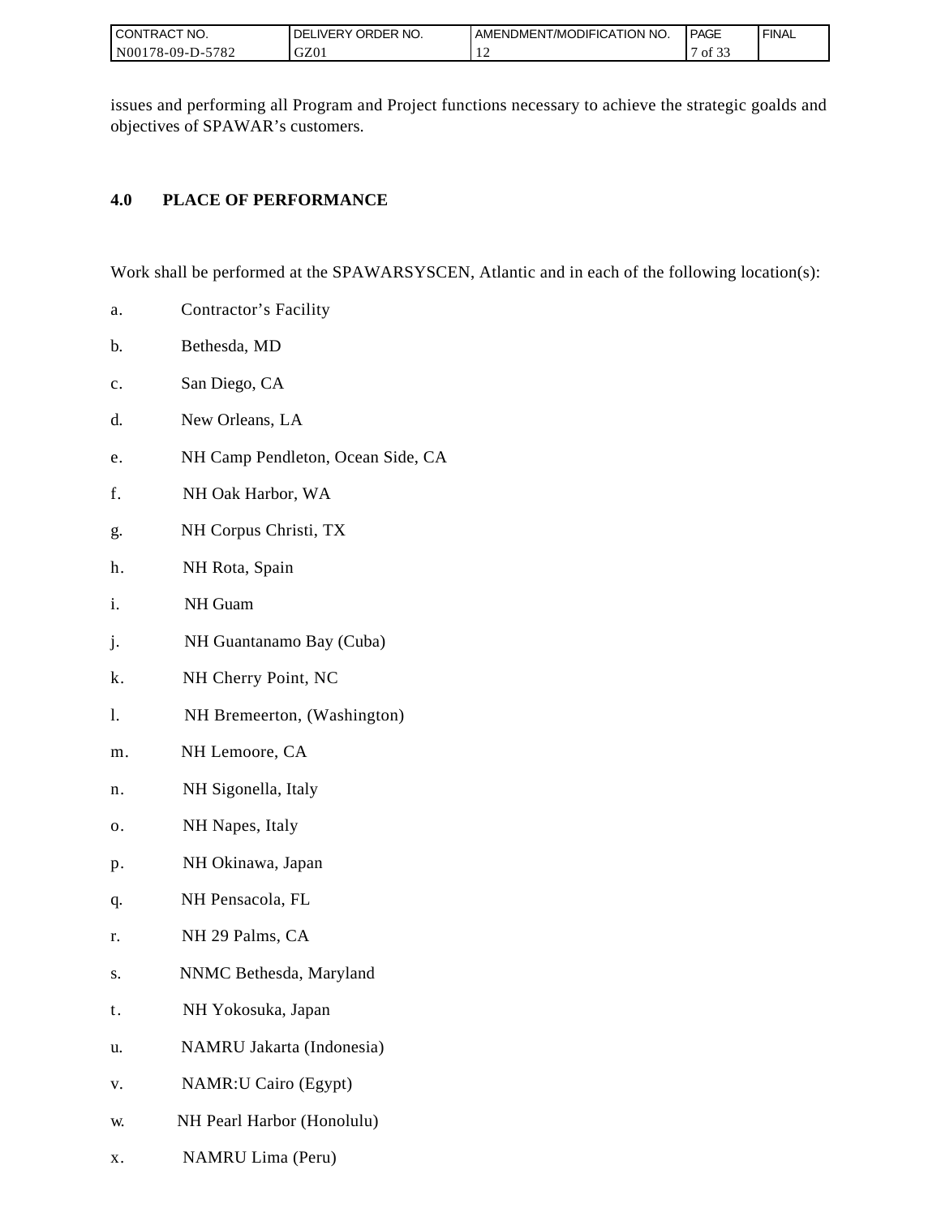issues and performing all Program and Project functions necessary to achieve the strategic goalds and objectives of SPAWAR's customers.

## 4.0 PLACE OF PERFORMANCE

Work shall be performed at the SPAWARSYSCEN, Atlantic and in each of the following location(s):

a. Contractor's Facility

b. Bethesda, MD

c. San Diego, CA

d. New Orleans, LA

e. NH Camp Pendleton, Ocean Side, CA

f. NH Oak Harbor, WA

g. NH Corpus Christi, TX

h. NH Rota, Spain

i. NH Guam

j. NH Guantanamo Bay (Cuba)

k. NH Cherry Point, NC

l. NH Bremeerton, (Washington)

m. NH Lemoore, CA

n. NH Sigonella, Italy

o. NH Napes, Italy

p. NH Okinawa, Japan

q. NH Pensacola, FL

r. NH 29 Palms, CA

s. NNMC Bethesda, Maryland

t. NH Yokosuka, Japan

u. NAMRU Jakarta (Indonesia)

v. NAMR:U Cairo (Egypt)

w. NH Pearl Harbor (Honolulu)

x. NAMRU Lima (Peru)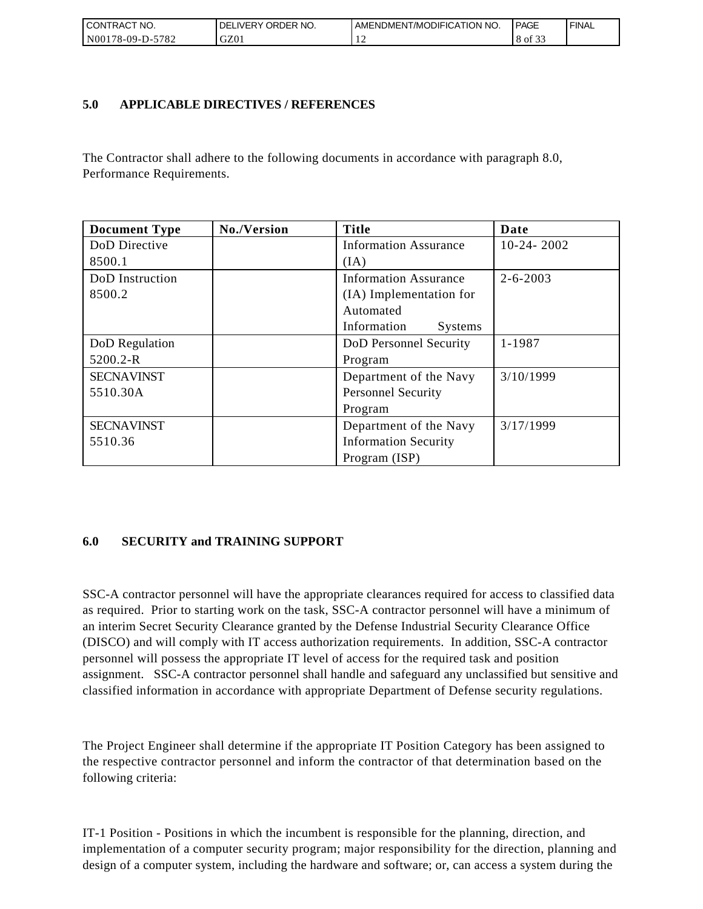## 5.0 APPLICABLE DIRECTIVES / REFERENCES

The Contractor shall adhere to the following documents in accordance with paragraph 8.0, Performance Requirements.

| Document Type | No./Version | Title | Date |
|---|---|---|---|
| DoD Directive 8500.1 | | Information Assurance (IA) | 10-24- 2002 |
| DoD Instruction 8500.2 | | Information Assurance (IA) Implementation for Automated Information Systems | 2-6-2003 |
| DoD Regulation 5200.2-R | | DoD Personnel Security Program | 1-1987 |
| SECNAVINST 5510.30A | | Department of the Navy Personnel Security Program | 3/10/1999 |
| SECNAVINST 5510.36 | | Department of the Navy Information Security Program (ISP) | 3/17/1999 |

## 6.0 SECURITY and TRAINING SUPPORT

SSC-A contractor personnel will have the appropriate clearances required for access to classified data as required. Prior to starting work on the task, SSC-A contractor personnel will have a minimum of an interim Secret Security Clearance granted by the Defense Industrial Security Clearance Office (DISCO) and will comply with IT access authorization requirements. In addition, SSC-A contractor personnel will possess the appropriate IT level of access for the required task and position assignment. SSC-A contractor personnel shall handle and safeguard any unclassified but sensitive and classified information in accordance with appropriate Department of Defense security regulations.

The Project Engineer shall determine if the appropriate IT Position Category has been assigned to the respective contractor personnel and inform the contractor of that determination based on the following criteria:

IT-1 Position - Positions in which the incumbent is responsible for the planning, direction, and implementation of a computer security program; major responsibility for the direction, planning and design of a computer system, including the hardware and software; or, can access a system during the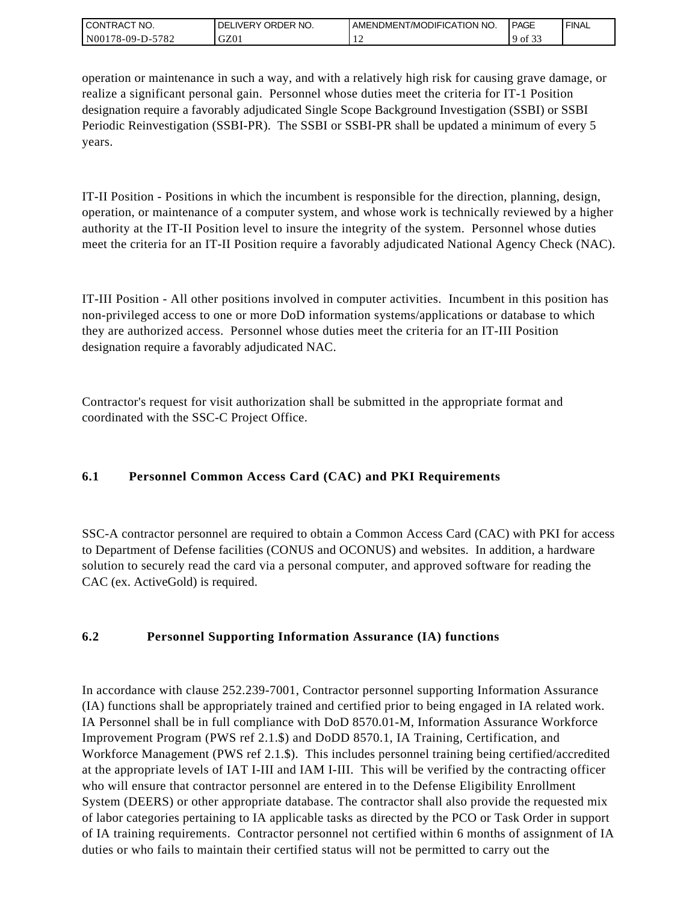operation or maintenance in such a way, and with a relatively high risk for causing grave damage, or realize a significant personal gain. Personnel whose duties meet the criteria for IT-1 Position designation require a favorably adjudicated Single Scope Background Investigation (SSBI) or SSBI Periodic Reinvestigation (SSBI-PR). The SSBI or SSBI-PR shall be updated a minimum of every 5 years.

IT-II Position - Positions in which the incumbent is responsible for the direction, planning, design, operation, or maintenance of a computer system, and whose work is technically reviewed by a higher authority at the IT-II Position level to insure the integrity of the system. Personnel whose duties meet the criteria for an IT-II Position require a favorably adjudicated National Agency Check (NAC).

IT-III Position - All other positions involved in computer activities. Incumbent in this position has non-privileged access to one or more DoD information systems/applications or database to which they are authorized access. Personnel whose duties meet the criteria for an IT-III Position designation require a favorably adjudicated NAC.

Contractor's request for visit authorization shall be submitted in the appropriate format and coordinated with the SSC-C Project Office.

### 6.1 Personnel Common Access Card (CAC) and PKI Requirements

SSC-A contractor personnel are required to obtain a Common Access Card (CAC) with PKI for access to Department of Defense facilities (CONUS and OCONUS) and websites. In addition, a hardware solution to securely read the card via a personal computer, and approved software for reading the CAC (ex. ActiveGold) is required.

### 6.2 Personnel Supporting Information Assurance (IA) functions

In accordance with clause 252.239-7001, Contractor personnel supporting Information Assurance (IA) functions shall be appropriately trained and certified prior to being engaged in IA related work. IA Personnel shall be in full compliance with DoD 8570.01-M, Information Assurance Workforce Improvement Program (PWS ref 2.1.$) and DoDD 8570.1, IA Training, Certification, and Workforce Management (PWS ref 2.1.$). This includes personnel training being certified/accredited at the appropriate levels of IAT I-III and IAM I-III. This will be verified by the contracting officer who will ensure that contractor personnel are entered in to the Defense Eligibility Enrollment System (DEERS) or other appropriate database. The contractor shall also provide the requested mix of labor categories pertaining to IA applicable tasks as directed by the PCO or Task Order in support of IA training requirements. Contractor personnel not certified within 6 months of assignment of IA duties or who fails to maintain their certified status will not be permitted to carry out the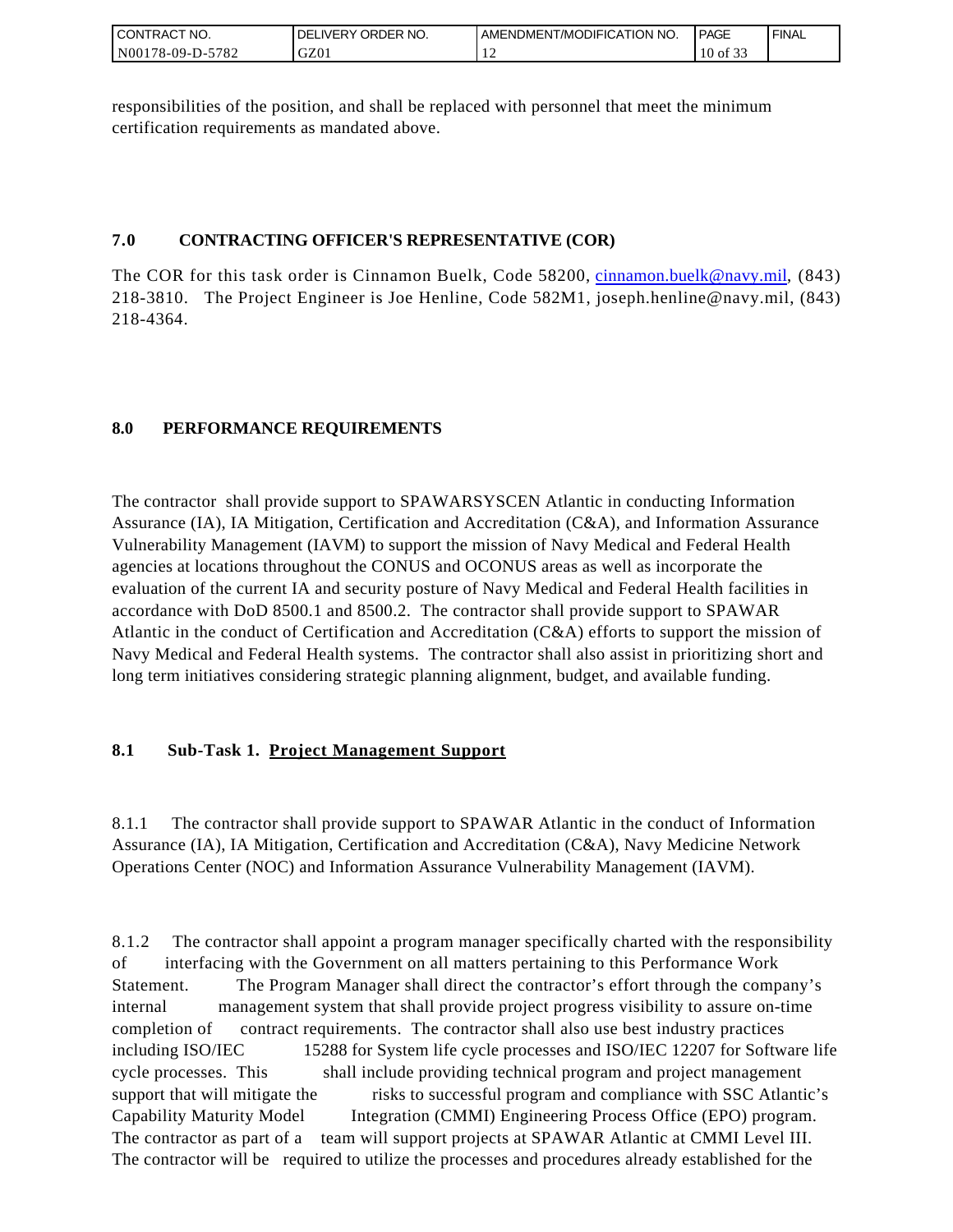responsibilities of the position, and shall be replaced with personnel that meet the minimum certification requirements as mandated above.

## 7.0 CONTRACTING OFFICER'S REPRESENTATIVE (COR)

The COR for this task order is Cinnamon Buelk, Code 58200, cinnamon.buelk@navy.mil, (843) 218-3810. The Project Engineer is Joe Henline, Code 582M1, joseph.henline@navy.mil, (843) 218-4364.

## 8.0 PERFORMANCE REQUIREMENTS

The contractor shall provide support to SPAWARSYSCEN Atlantic in conducting Information Assurance (IA), IA Mitigation, Certification and Accreditation (C&A), and Information Assurance Vulnerability Management (IAVM) to support the mission of Navy Medical and Federal Health agencies at locations throughout the CONUS and OCONUS areas as well as incorporate the evaluation of the current IA and security posture of Navy Medical and Federal Health facilities in accordance with DoD 8500.1 and 8500.2. The contractor shall provide support to SPAWAR Atlantic in the conduct of Certification and Accreditation (C&A) efforts to support the mission of Navy Medical and Federal Health systems. The contractor shall also assist in prioritizing short and long term initiatives considering strategic planning alignment, budget, and available funding.

### 8.1 Sub-Task 1. Project Management Support

8.1.1 The contractor shall provide support to SPAWAR Atlantic in the conduct of Information Assurance (IA), IA Mitigation, Certification and Accreditation (C&A), Navy Medicine Network Operations Center (NOC) and Information Assurance Vulnerability Management (IAVM).

8.1.2 The contractor shall appoint a program manager specifically charted with the responsibility of interfacing with the Government on all matters pertaining to this Performance Work Statement. The Program Manager shall direct the contractor's effort through the company's internal management system that shall provide project progress visibility to assure on-time completion of contract requirements. The contractor shall also use best industry practices including ISO/IEC 15288 for System life cycle processes and ISO/IEC 12207 for Software life cycle processes. This shall include providing technical program and project management support that will mitigate the risks to successful program and compliance with SSC Atlantic's Capability Maturity Model Integration (CMMI) Engineering Process Office (EPO) program. The contractor as part of a team will support projects at SPAWAR Atlantic at CMMI Level III. The contractor will be required to utilize the processes and procedures already established for the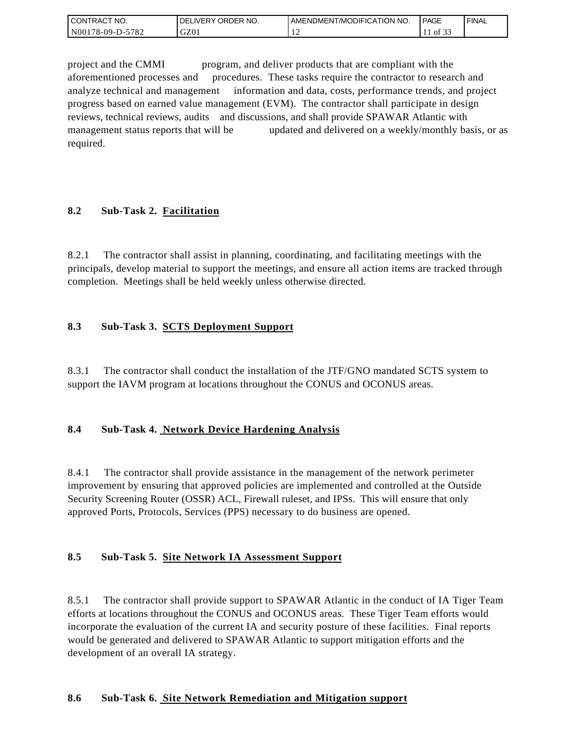project and the CMMI program, and deliver products that are compliant with the aforementioned processes and procedures. These tasks require the contractor to research and analyze technical and management information and data, costs, performance trends, and project progress based on earned value management (EVM). The contractor shall participate in design reviews, technical reviews, audits and discussions, and shall provide SPAWAR Atlantic with management status reports that will be updated and delivered on a weekly/monthly basis, or as required.

### 8.2 Sub-Task 2. Facilitation

8.2.1 The contractor shall assist in planning, coordinating, and facilitating meetings with the principals, develop material to support the meetings, and ensure all action items are tracked through completion. Meetings shall be held weekly unless otherwise directed.

### 8.3 Sub-Task 3. SCTS Deployment Support

8.3.1 The contractor shall conduct the installation of the JTF/GNO mandated SCTS system to support the IAVM program at locations throughout the CONUS and OCONUS areas.

### 8.4 Sub-Task 4. Network Device Hardening Analysis

8.4.1 The contractor shall provide assistance in the management of the network perimeter improvement by ensuring that approved policies are implemented and controlled at the Outside Security Screening Router (OSSR) ACL, Firewall ruleset, and IPSs. This will ensure that only approved Ports, Protocols, Services (PPS) necessary to do business are opened.

### 8.5 Sub-Task 5. Site Network IA Assessment Support

8.5.1 The contractor shall provide support to SPAWAR Atlantic in the conduct of IA Tiger Team efforts at locations throughout the CONUS and OCONUS areas. These Tiger Team efforts would incorporate the evaluation of the current IA and security posture of these facilities. Final reports would be generated and delivered to SPAWAR Atlantic to support mitigation efforts and the development of an overall IA strategy.

### 8.6 Sub-Task 6. Site Network Remediation and Mitigation support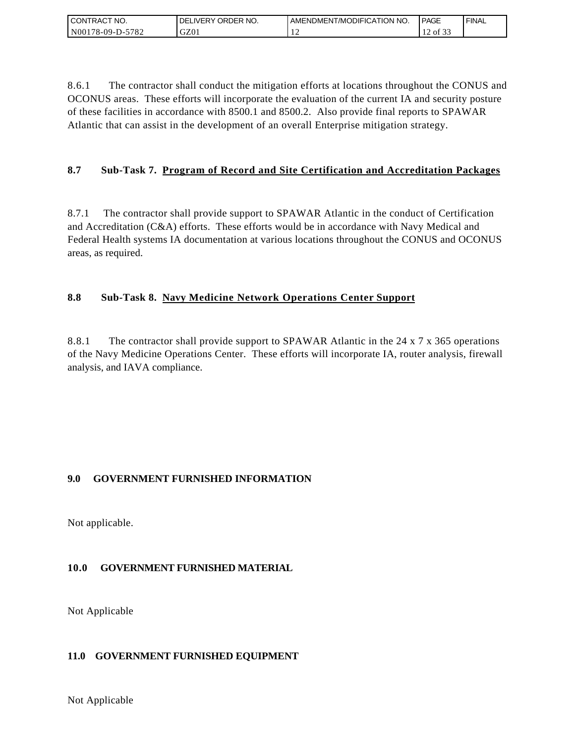8.6.1 The contractor shall conduct the mitigation efforts at locations throughout the CONUS and OCONUS areas. These efforts will incorporate the evaluation of the current IA and security posture of these facilities in accordance with 8500.1 and 8500.2. Also provide final reports to SPAWAR Atlantic that can assist in the development of an overall Enterprise mitigation strategy.

### 8.7 Sub-Task 7. <u>Program of Record and Site Certification and Accreditation Packages</u>

8.7.1 The contractor shall provide support to SPAWAR Atlantic in the conduct of Certification and Accreditation (C&A) efforts. These efforts would be in accordance with Navy Medical and Federal Health systems IA documentation at various locations throughout the CONUS and OCONUS areas, as required.

### 8.8 Sub-Task 8. <u>Navy Medicine Network Operations Center Support</u>

8.8.1 The contractor shall provide support to SPAWAR Atlantic in the 24 x 7 x 365 operations of the Navy Medicine Operations Center. These efforts will incorporate IA, router analysis, firewall analysis, and IAVA compliance.

## 9.0 GOVERNMENT FURNISHED INFORMATION

Not applicable.

## 10.0 GOVERNMENT FURNISHED MATERIAL

Not Applicable

## 11.0 GOVERNMENT FURNISHED EQUIPMENT

Not Applicable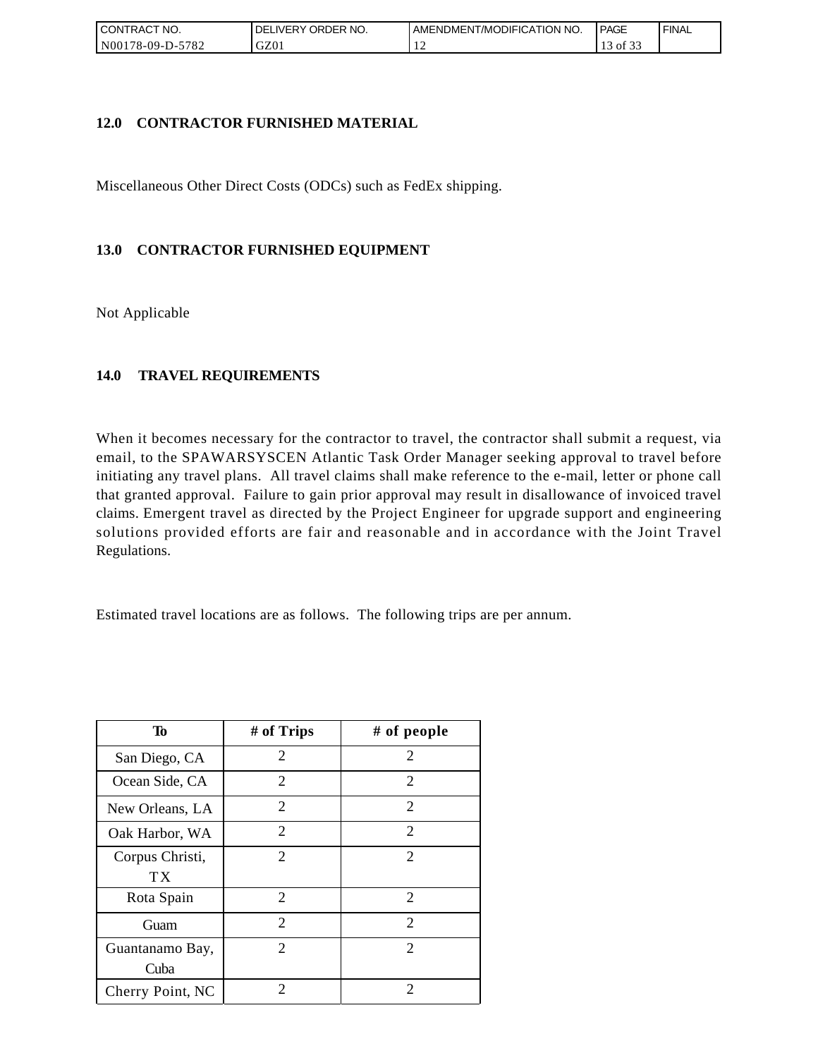## 12.0 CONTRACTOR FURNISHED MATERIAL

Miscellaneous Other Direct Costs (ODCs) such as FedEx shipping.

## 13.0 CONTRACTOR FURNISHED EQUIPMENT

Not Applicable

## 14.0 TRAVEL REQUIREMENTS

When it becomes necessary for the contractor to travel, the contractor shall submit a request, via email, to the SPAWARSYSCEN Atlantic Task Order Manager seeking approval to travel before initiating any travel plans. All travel claims shall make reference to the e-mail, letter or phone call that granted approval. Failure to gain prior approval may result in disallowance of invoiced travel claims. Emergent travel as directed by the Project Engineer for upgrade support and engineering solutions provided efforts are fair and reasonable and in accordance with the Joint Travel Regulations.

Estimated travel locations are as follows. The following trips are per annum.

| To | # of Trips | # of people |
|---|---|---|
| San Diego, CA | 2 | 2 |
| Ocean Side, CA | 2 | 2 |
| New Orleans, LA | 2 | 2 |
| Oak Harbor, WA | 2 | 2 |
| Corpus Christi, TX | 2 | 2 |
| Rota Spain | 2 | 2 |
| Guam | 2 | 2 |
| Guantanamo Bay, Cuba | 2 | 2 |
| Cherry Point, NC | 2 | 2 |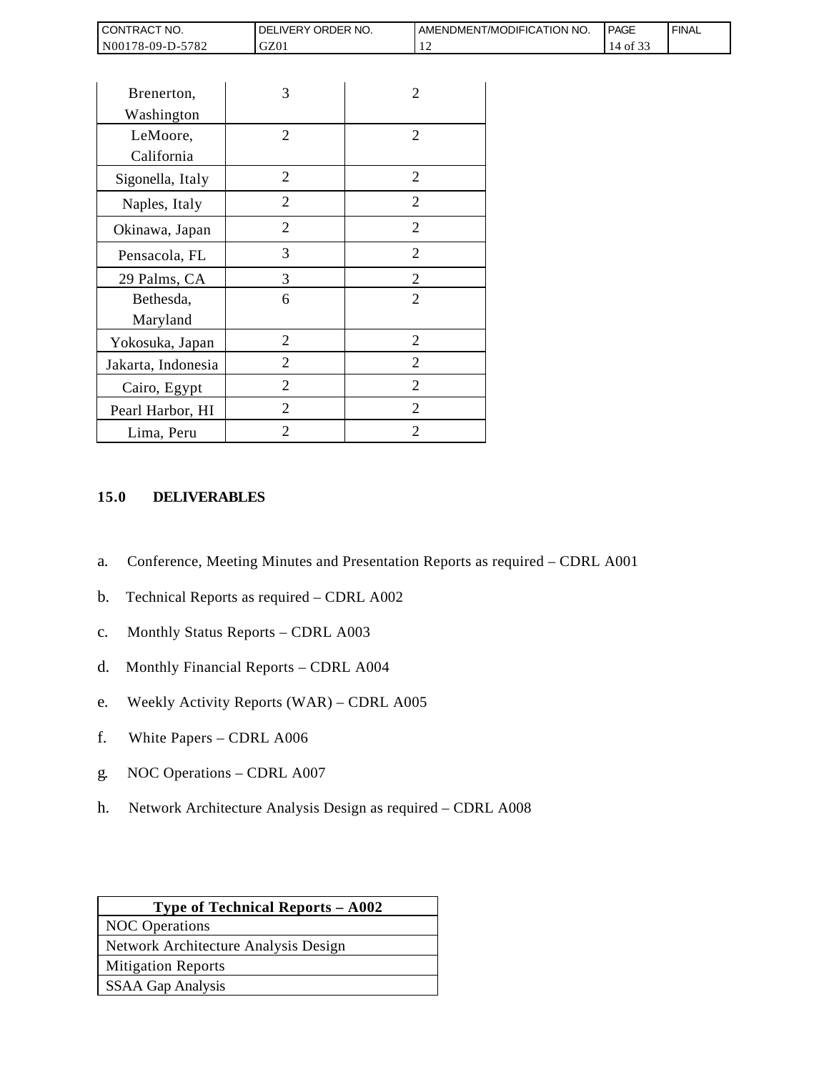| | | |
|---|---|---|
| Brenerton, Washington | 3 | 2 |
| LeMoore, California | 2 | 2 |
| Sigonella, Italy | 2 | 2 |
| Naples, Italy | 2 | 2 |
| Okinawa, Japan | 2 | 2 |
| Pensacola, FL | 3 | 2 |
| 29 Palms, CA | 3 | 2 |
| Bethesda, Maryland | 6 | 2 |
| Yokosuka, Japan | 2 | 2 |
| Jakarta, Indonesia | 2 | 2 |
| Cairo, Egypt | 2 | 2 |
| Pearl Harbor, HI | 2 | 2 |
| Lima, Peru | 2 | 2 |

## 15.0 DELIVERABLES

a. Conference, Meeting Minutes and Presentation Reports as required – CDRL A001

b. Technical Reports as required – CDRL A002

c. Monthly Status Reports – CDRL A003

d. Monthly Financial Reports – CDRL A004

e. Weekly Activity Reports (WAR) – CDRL A005

f. White Papers – CDRL A006

g. NOC Operations – CDRL A007

h. Network Architecture Analysis Design as required – CDRL A008

| Type of Technical Reports – A002 |
|---|
| NOC Operations |
| Network Architecture Analysis Design |
| Mitigation Reports |
| SSAA Gap Analysis |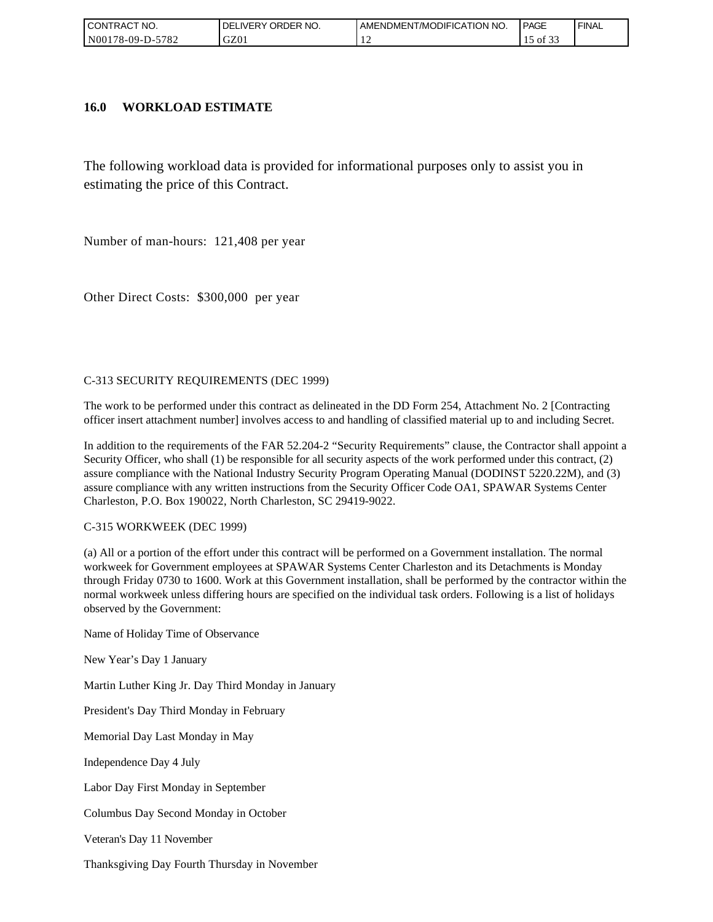## 16.0 WORKLOAD ESTIMATE

The following workload data is provided for informational purposes only to assist you in estimating the price of this Contract.

Number of man-hours: 121,408 per year

Other Direct Costs: $300,000 per year

C-313 SECURITY REQUIREMENTS (DEC 1999)

The work to be performed under this contract as delineated in the DD Form 254, Attachment No. 2 [Contracting officer insert attachment number] involves access to and handling of classified material up to and including Secret.

In addition to the requirements of the FAR 52.204-2 "Security Requirements" clause, the Contractor shall appoint a Security Officer, who shall (1) be responsible for all security aspects of the work performed under this contract, (2) assure compliance with the National Industry Security Program Operating Manual (DODINST 5220.22M), and (3) assure compliance with any written instructions from the Security Officer Code OA1, SPAWAR Systems Center Charleston, P.O. Box 190022, North Charleston, SC 29419-9022.

C-315 WORKWEEK (DEC 1999)

(a) All or a portion of the effort under this contract will be performed on a Government installation. The normal workweek for Government employees at SPAWAR Systems Center Charleston and its Detachments is Monday through Friday 0730 to 1600. Work at this Government installation, shall be performed by the contractor within the normal workweek unless differing hours are specified on the individual task orders. Following is a list of holidays observed by the Government:

Name of Holiday Time of Observance

New Year's Day 1 January

Martin Luther King Jr. Day Third Monday in January

President's Day Third Monday in February

Memorial Day Last Monday in May

Independence Day 4 July

Labor Day First Monday in September

Columbus Day Second Monday in October

Veteran's Day 11 November

Thanksgiving Day Fourth Thursday in November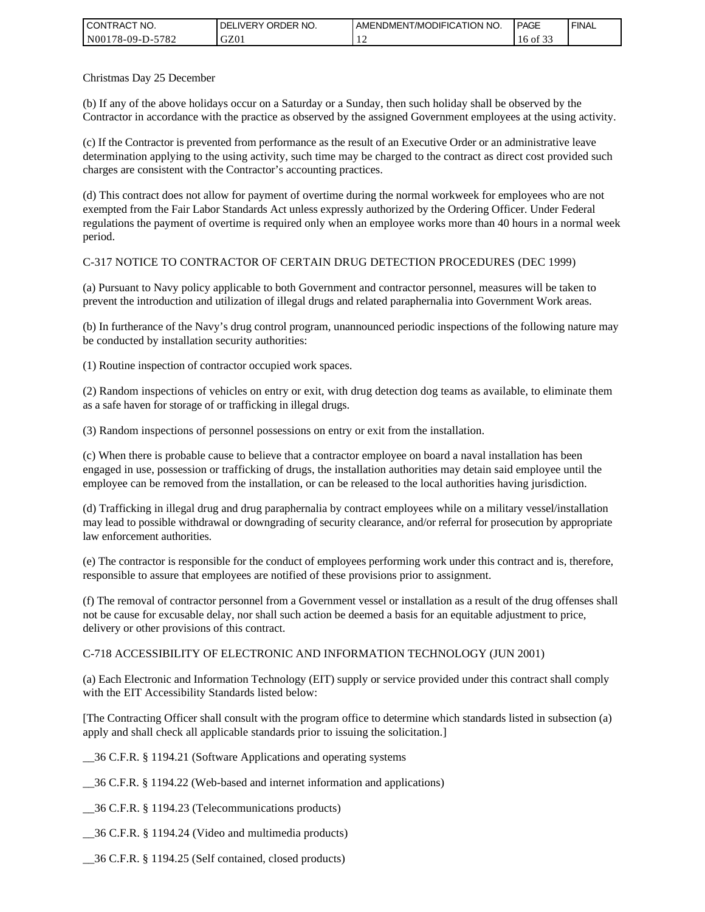Christmas Day 25 December

(b) If any of the above holidays occur on a Saturday or a Sunday, then such holiday shall be observed by the Contractor in accordance with the practice as observed by the assigned Government employees at the using activity.

(c) If the Contractor is prevented from performance as the result of an Executive Order or an administrative leave determination applying to the using activity, such time may be charged to the contract as direct cost provided such charges are consistent with the Contractor's accounting practices.

(d) This contract does not allow for payment of overtime during the normal workweek for employees who are not exempted from the Fair Labor Standards Act unless expressly authorized by the Ordering Officer. Under Federal regulations the payment of overtime is required only when an employee works more than 40 hours in a normal week period.

C-317 NOTICE TO CONTRACTOR OF CERTAIN DRUG DETECTION PROCEDURES (DEC 1999)

(a) Pursuant to Navy policy applicable to both Government and contractor personnel, measures will be taken to prevent the introduction and utilization of illegal drugs and related paraphernalia into Government Work areas.

(b) In furtherance of the Navy's drug control program, unannounced periodic inspections of the following nature may be conducted by installation security authorities:

(1) Routine inspection of contractor occupied work spaces.

(2) Random inspections of vehicles on entry or exit, with drug detection dog teams as available, to eliminate them as a safe haven for storage of or trafficking in illegal drugs.

(3) Random inspections of personnel possessions on entry or exit from the installation.

(c) When there is probable cause to believe that a contractor employee on board a naval installation has been engaged in use, possession or trafficking of drugs, the installation authorities may detain said employee until the employee can be removed from the installation, or can be released to the local authorities having jurisdiction.

(d) Trafficking in illegal drug and drug paraphernalia by contract employees while on a military vessel/installation may lead to possible withdrawal or downgrading of security clearance, and/or referral for prosecution by appropriate law enforcement authorities.

(e) The contractor is responsible for the conduct of employees performing work under this contract and is, therefore, responsible to assure that employees are notified of these provisions prior to assignment.

(f) The removal of contractor personnel from a Government vessel or installation as a result of the drug offenses shall not be cause for excusable delay, nor shall such action be deemed a basis for an equitable adjustment to price, delivery or other provisions of this contract.

C-718 ACCESSIBILITY OF ELECTRONIC AND INFORMATION TECHNOLOGY (JUN 2001)

(a) Each Electronic and Information Technology (EIT) supply or service provided under this contract shall comply with the EIT Accessibility Standards listed below:

[The Contracting Officer shall consult with the program office to determine which standards listed in subsection (a) apply and shall check all applicable standards prior to issuing the solicitation.]

__36 C.F.R. § 1194.21 (Software Applications and operating systems

__36 C.F.R. § 1194.22 (Web-based and internet information and applications)

__36 C.F.R. § 1194.23 (Telecommunications products)

__36 C.F.R. § 1194.24 (Video and multimedia products)

__36 C.F.R. § 1194.25 (Self contained, closed products)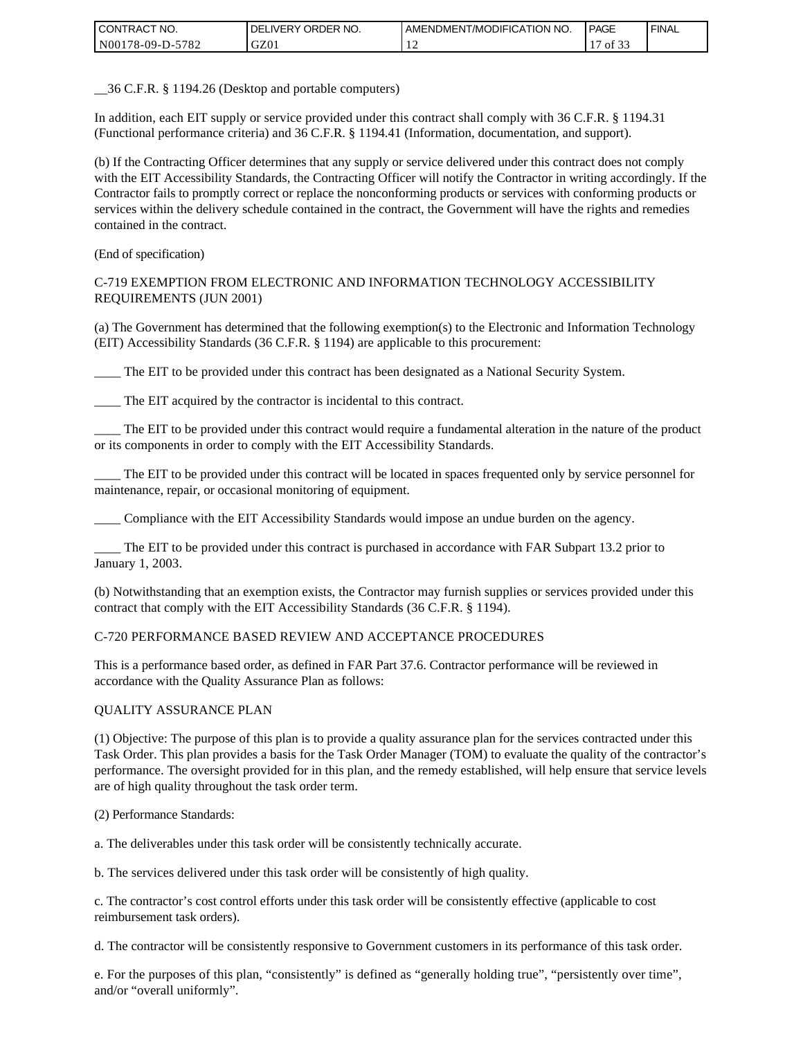__36 C.F.R. § 1194.26 (Desktop and portable computers)

In addition, each EIT supply or service provided under this contract shall comply with 36 C.F.R. § 1194.31 (Functional performance criteria) and 36 C.F.R. § 1194.41 (Information, documentation, and support).

(b) If the Contracting Officer determines that any supply or service delivered under this contract does not comply with the EIT Accessibility Standards, the Contracting Officer will notify the Contractor in writing accordingly. If the Contractor fails to promptly correct or replace the nonconforming products or services with conforming products or services within the delivery schedule contained in the contract, the Government will have the rights and remedies contained in the contract.

(End of specification)

C-719 EXEMPTION FROM ELECTRONIC AND INFORMATION TECHNOLOGY ACCESSIBILITY REQUIREMENTS (JUN 2001)

(a) The Government has determined that the following exemption(s) to the Electronic and Information Technology (EIT) Accessibility Standards (36 C.F.R. § 1194) are applicable to this procurement:

____ The EIT to be provided under this contract has been designated as a National Security System.

____ The EIT acquired by the contractor is incidental to this contract.

____ The EIT to be provided under this contract would require a fundamental alteration in the nature of the product or its components in order to comply with the EIT Accessibility Standards.

____ The EIT to be provided under this contract will be located in spaces frequented only by service personnel for maintenance, repair, or occasional monitoring of equipment.

____ Compliance with the EIT Accessibility Standards would impose an undue burden on the agency.

____ The EIT to be provided under this contract is purchased in accordance with FAR Subpart 13.2 prior to January 1, 2003.

(b) Notwithstanding that an exemption exists, the Contractor may furnish supplies or services provided under this contract that comply with the EIT Accessibility Standards (36 C.F.R. § 1194).

C-720 PERFORMANCE BASED REVIEW AND ACCEPTANCE PROCEDURES

This is a performance based order, as defined in FAR Part 37.6. Contractor performance will be reviewed in accordance with the Quality Assurance Plan as follows:

QUALITY ASSURANCE PLAN

(1) Objective: The purpose of this plan is to provide a quality assurance plan for the services contracted under this Task Order. This plan provides a basis for the Task Order Manager (TOM) to evaluate the quality of the contractor's performance. The oversight provided for in this plan, and the remedy established, will help ensure that service levels are of high quality throughout the task order term.

(2) Performance Standards:

a. The deliverables under this task order will be consistently technically accurate.

b. The services delivered under this task order will be consistently of high quality.

c. The contractor's cost control efforts under this task order will be consistently effective (applicable to cost reimbursement task orders).

d. The contractor will be consistently responsive to Government customers in its performance of this task order.

e. For the purposes of this plan, "consistently" is defined as "generally holding true", "persistently over time", and/or "overall uniformly".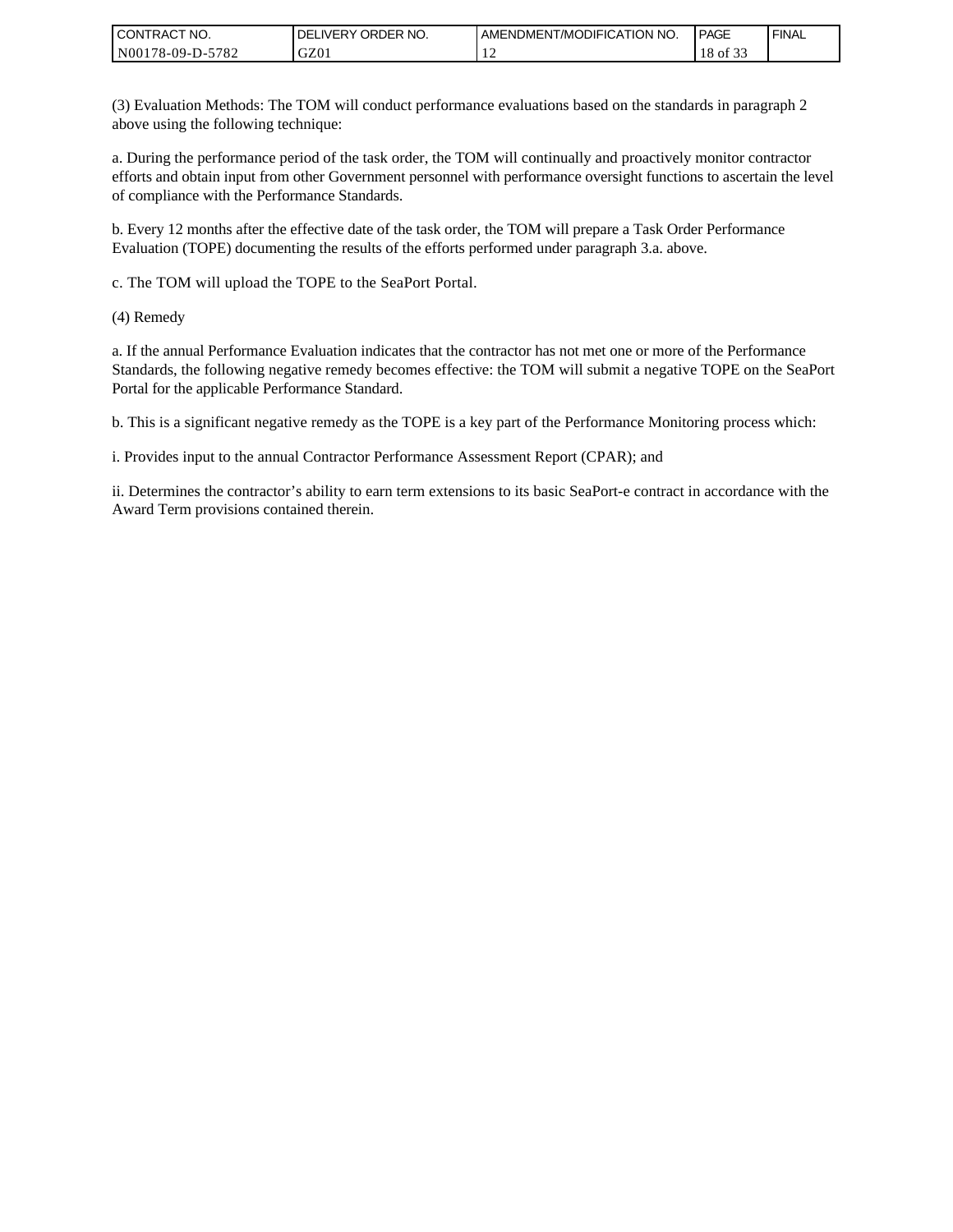(3) Evaluation Methods: The TOM will conduct performance evaluations based on the standards in paragraph 2 above using the following technique:

a. During the performance period of the task order, the TOM will continually and proactively monitor contractor efforts and obtain input from other Government personnel with performance oversight functions to ascertain the level of compliance with the Performance Standards.

b. Every 12 months after the effective date of the task order, the TOM will prepare a Task Order Performance Evaluation (TOPE) documenting the results of the efforts performed under paragraph 3.a. above.

c. The TOM will upload the TOPE to the SeaPort Portal.

(4) Remedy

a. If the annual Performance Evaluation indicates that the contractor has not met one or more of the Performance Standards, the following negative remedy becomes effective: the TOM will submit a negative TOPE on the SeaPort Portal for the applicable Performance Standard.

b. This is a significant negative remedy as the TOPE is a key part of the Performance Monitoring process which:

i. Provides input to the annual Contractor Performance Assessment Report (CPAR); and

ii. Determines the contractor's ability to earn term extensions to its basic SeaPort-e contract in accordance with the Award Term provisions contained therein.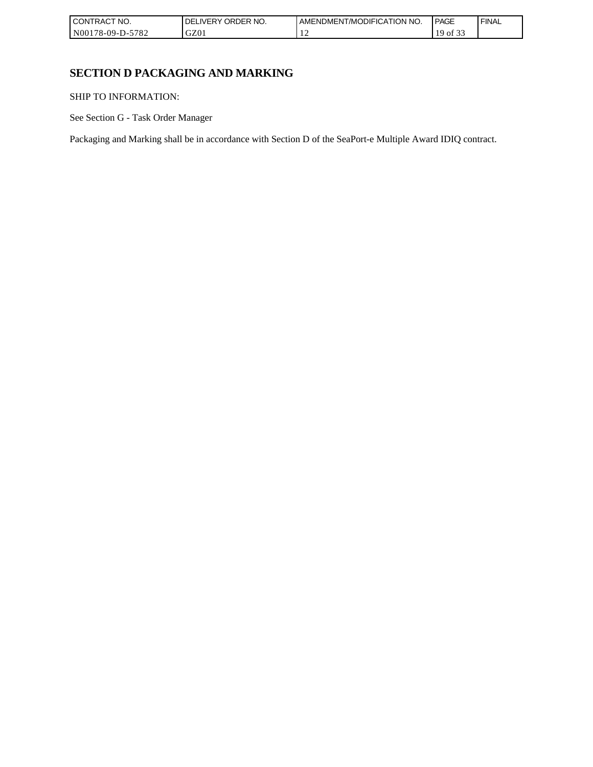# SECTION D PACKAGING AND MARKING

SHIP TO INFORMATION:

See Section G - Task Order Manager

Packaging and Marking shall be in accordance with Section D of the SeaPort-e Multiple Award IDIQ contract.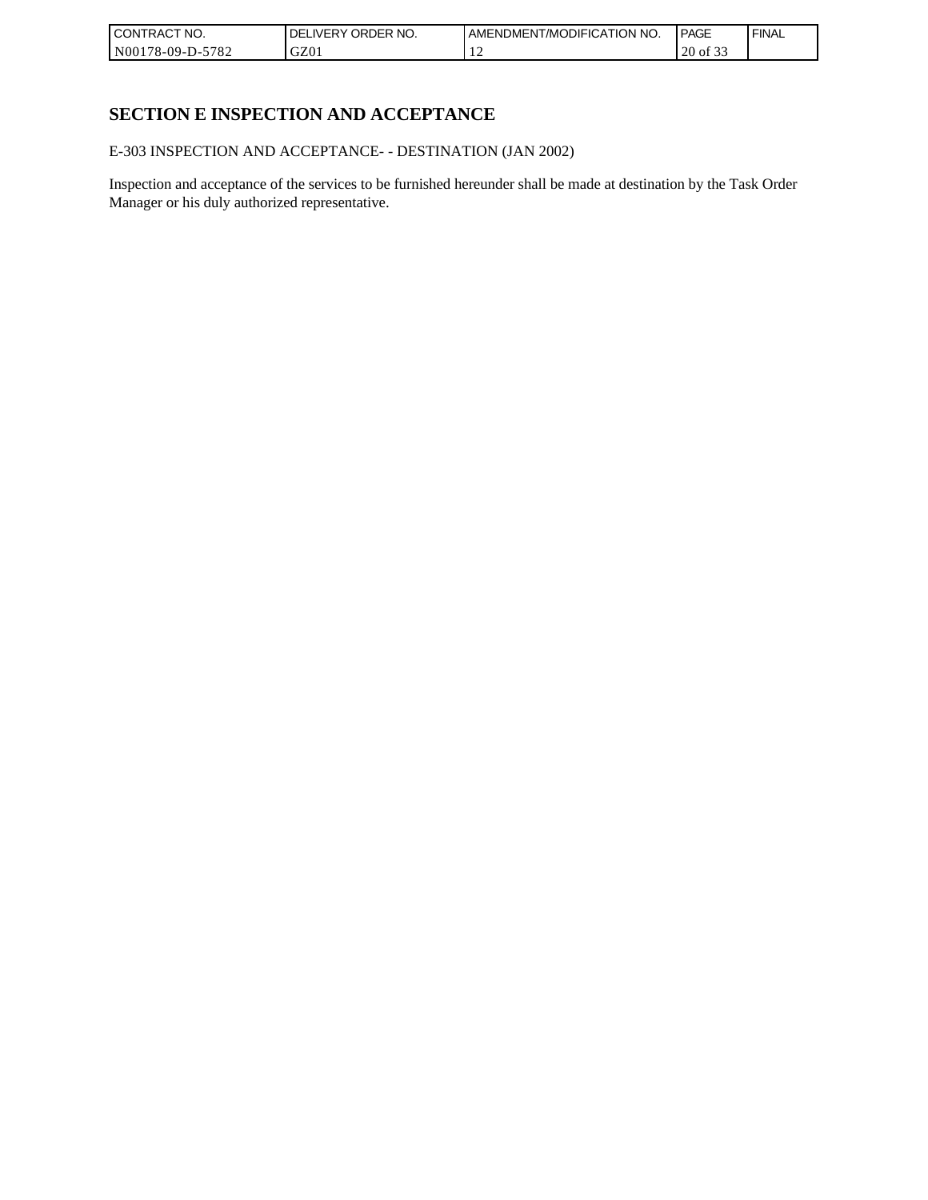## SECTION E INSPECTION AND ACCEPTANCE

E-303 INSPECTION AND ACCEPTANCE- - DESTINATION (JAN 2002)

Inspection and acceptance of the services to be furnished hereunder shall be made at destination by the Task Order Manager or his duly authorized representative.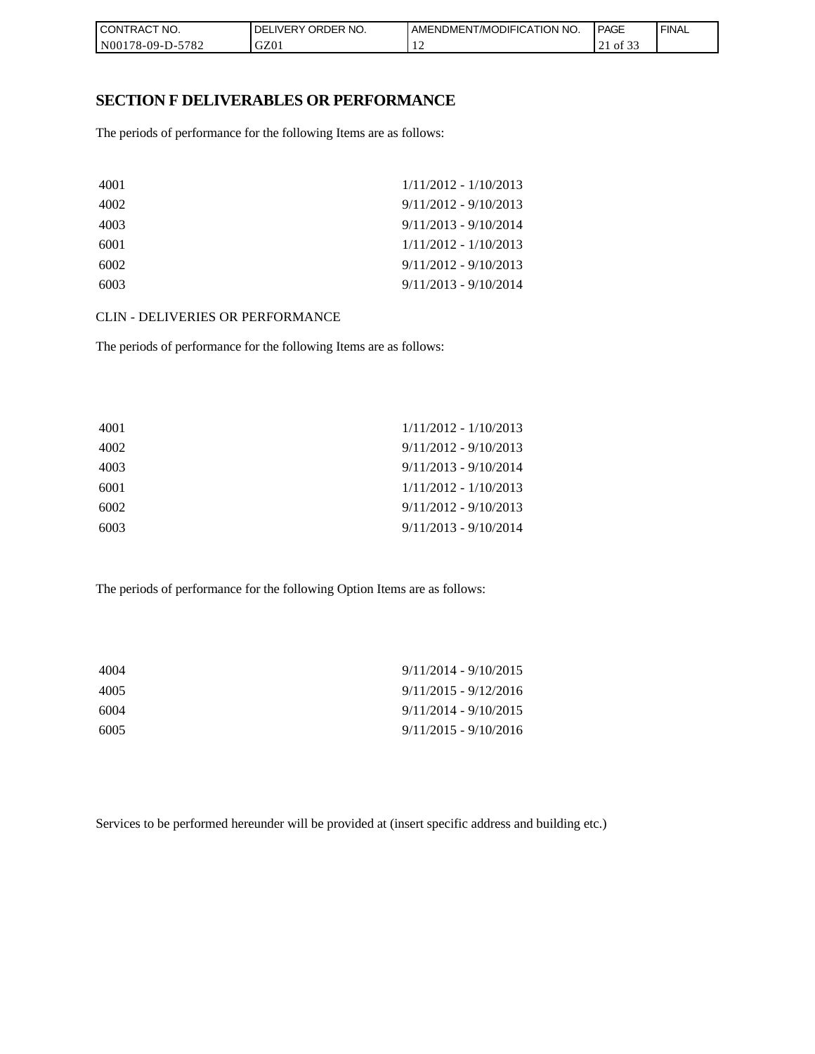## SECTION F DELIVERABLES OR PERFORMANCE

The periods of performance for the following Items are as follows:

| | |
|---|---|
| 4001 | 1/11/2012 - 1/10/2013 |
| 4002 | 9/11/2012 - 9/10/2013 |
| 4003 | 9/11/2013 - 9/10/2014 |
| 6001 | 1/11/2012 - 1/10/2013 |
| 6002 | 9/11/2012 - 9/10/2013 |
| 6003 | 9/11/2013 - 9/10/2014 |

CLIN - DELIVERIES OR PERFORMANCE

The periods of performance for the following Items are as follows:

| | |
|---|---|
| 4001 | 1/11/2012 - 1/10/2013 |
| 4002 | 9/11/2012 - 9/10/2013 |
| 4003 | 9/11/2013 - 9/10/2014 |
| 6001 | 1/11/2012 - 1/10/2013 |
| 6002 | 9/11/2012 - 9/10/2013 |
| 6003 | 9/11/2013 - 9/10/2014 |

The periods of performance for the following Option Items are as follows:

| | |
|---|---|
| 4004 | 9/11/2014 - 9/10/2015 |
| 4005 | 9/11/2015 - 9/12/2016 |
| 6004 | 9/11/2014 - 9/10/2015 |
| 6005 | 9/11/2015 - 9/10/2016 |

Services to be performed hereunder will be provided at (insert specific address and building etc.)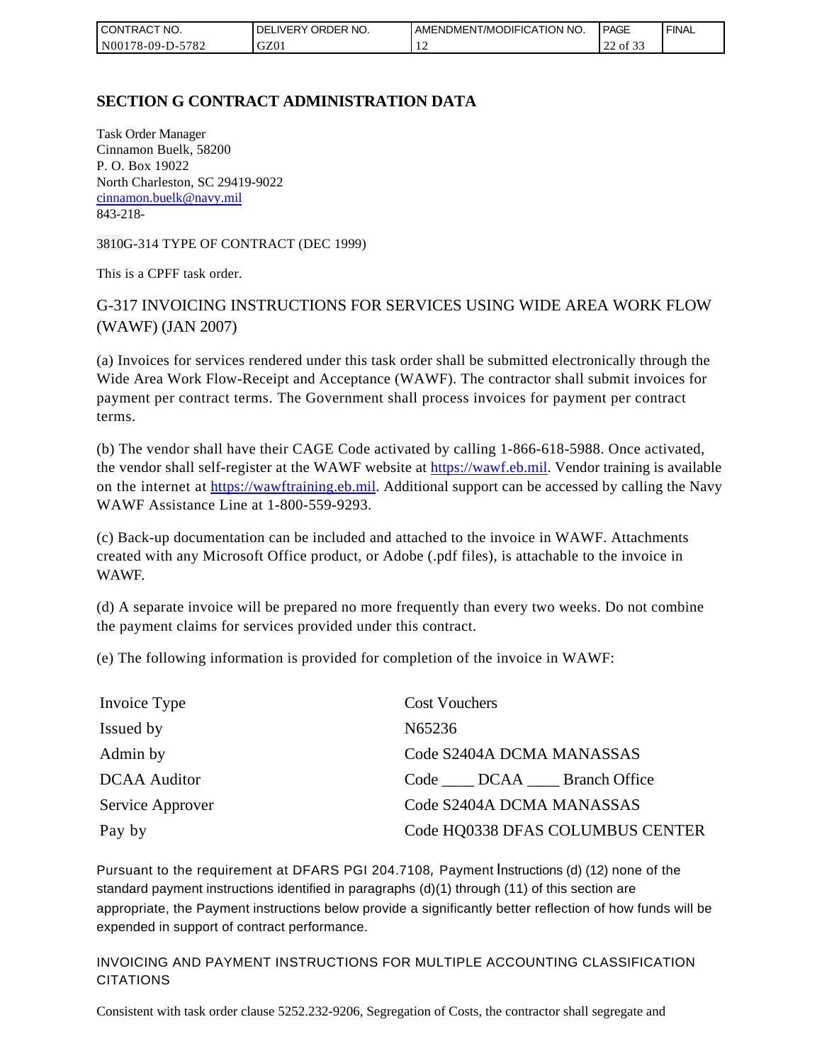## SECTION G CONTRACT ADMINISTRATION DATA

Task Order Manager
Cinnamon Buelk, 58200
P. O. Box 19022
North Charleston, SC 29419-9022
cinnamon.buelk@navy.mil
843-218-

3810G-314 TYPE OF CONTRACT (DEC 1999)

This is a CPFF task order.

G-317 INVOICING INSTRUCTIONS FOR SERVICES USING WIDE AREA WORK FLOW (WAWF) (JAN 2007)

(a) Invoices for services rendered under this task order shall be submitted electronically through the Wide Area Work Flow-Receipt and Acceptance (WAWF). The contractor shall submit invoices for payment per contract terms. The Government shall process invoices for payment per contract terms.

(b) The vendor shall have their CAGE Code activated by calling 1-866-618-5988. Once activated, the vendor shall self-register at the WAWF website at https://wawf.eb.mil. Vendor training is available on the internet at https://wawftraining.eb.mil. Additional support can be accessed by calling the Navy WAWF Assistance Line at 1-800-559-9293.

(c) Back-up documentation can be included and attached to the invoice in WAWF. Attachments created with any Microsoft Office product, or Adobe (.pdf files), is attachable to the invoice in WAWF.

(d) A separate invoice will be prepared no more frequently than every two weeks. Do not combine the payment claims for services provided under this contract.

(e) The following information is provided for completion of the invoice in WAWF:

| | |
|---|---|
| Invoice Type | Cost Vouchers |
| Issued by | N65236 |
| Admin by | Code S2404A DCMA MANASSAS |
| DCAA Auditor | Code ____ DCAA ____ Branch Office |
| Service Approver | Code S2404A DCMA MANASSAS |
| Pay by | Code HQ0338 DFAS COLUMBUS CENTER |

Pursuant to the requirement at DFARS PGI 204.7108, Payment Instructions (d) (12) none of the standard payment instructions identified in paragraphs (d)(1) through (11) of this section are appropriate, the Payment instructions below provide a significantly better reflection of how funds will be expended in support of contract performance.

INVOICING AND PAYMENT INSTRUCTIONS FOR MULTIPLE ACCOUNTING CLASSIFICATION CITATIONS

Consistent with task order clause 5252.232-9206, Segregation of Costs, the contractor shall segregate and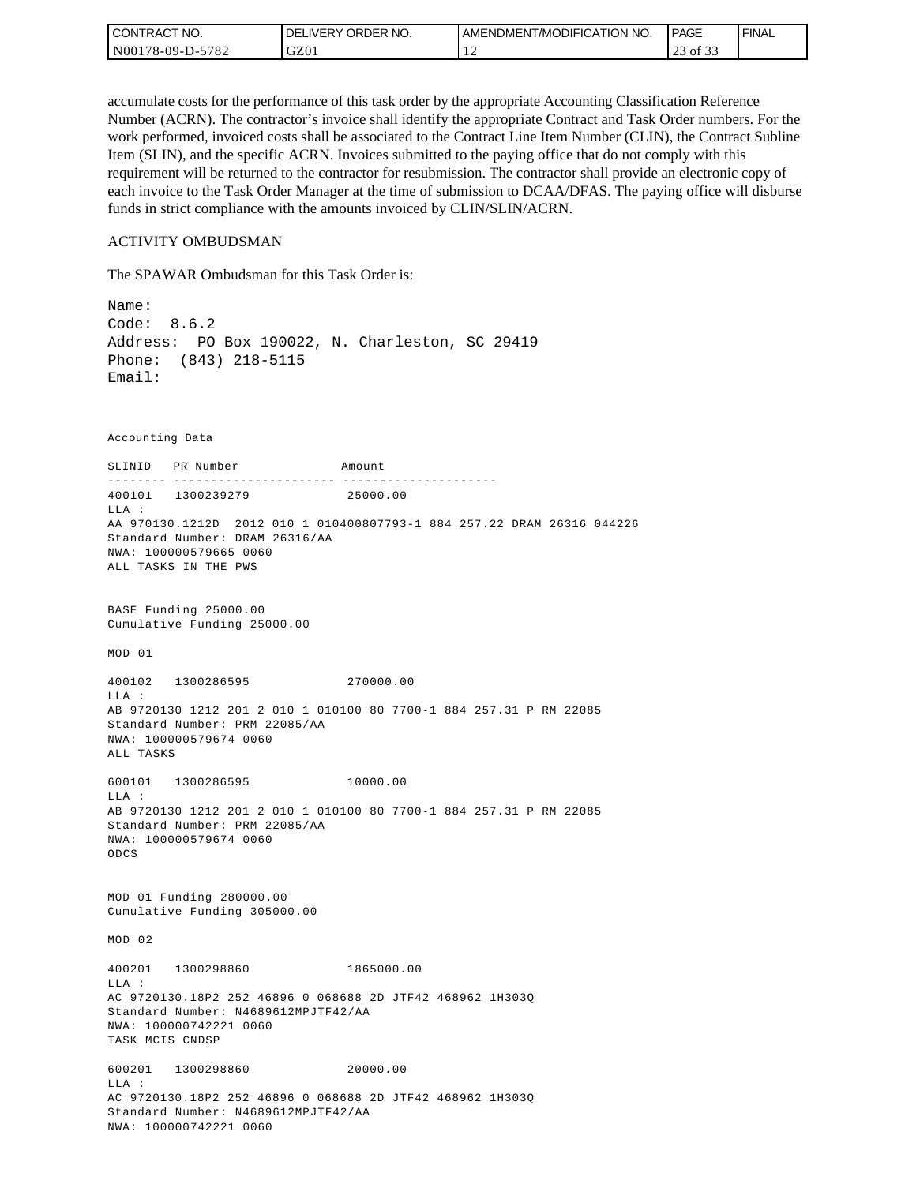accumulate costs for the performance of this task order by the appropriate Accounting Classification Reference Number (ACRN). The contractor's invoice shall identify the appropriate Contract and Task Order numbers. For the work performed, invoiced costs shall be associated to the Contract Line Item Number (CLIN), the Contract Subline Item (SLIN), and the specific ACRN. Invoices submitted to the paying office that do not comply with this requirement will be returned to the contractor for resubmission. The contractor shall provide an electronic copy of each invoice to the Task Order Manager at the time of submission to DCAA/DFAS. The paying office will disburse funds in strict compliance with the amounts invoiced by CLIN/SLIN/ACRN.

ACTIVITY OMBUDSMAN

The SPAWAR Ombudsman for this Task Order is:

```
Name:
Code:  8.6.2
Address:  PO Box 190022, N. Charleston, SC 29419
Phone:  (843) 218-5115
Email:
```

```
Accounting Data

SLINID   PR Number              Amount
-------- ---------------------- ---------------------
400101   1300239279             25000.00
LLA :
AA 970130.1212D  2012 010 1 010400807793-1 884 257.22 DRAM 26316 044226
Standard Number: DRAM 26316/AA
NWA: 100000579665 0060
ALL TASKS IN THE PWS


BASE Funding 25000.00
Cumulative Funding 25000.00

MOD 01

400102   1300286595             270000.00
LLA :
AB 9720130 1212 201 2 010 1 010100 80 7700-1 884 257.31 P RM 22085
Standard Number: PRM 22085/AA
NWA: 100000579674 0060
ALL TASKS

600101   1300286595             10000.00
LLA :
AB 9720130 1212 201 2 010 1 010100 80 7700-1 884 257.31 P RM 22085
Standard Number: PRM 22085/AA
NWA: 100000579674 0060
ODCS


MOD 01 Funding 280000.00
Cumulative Funding 305000.00

MOD 02

400201   1300298860             1865000.00
LLA :
AC 9720130.18P2 252 46896 0 068688 2D JTF42 468962 1H303Q
Standard Number: N4689612MPJTF42/AA
NWA: 100000742221 0060
TASK MCIS CNDSP

600201   1300298860             20000.00
LLA :
AC 9720130.18P2 252 46896 0 068688 2D JTF42 468962 1H303Q
Standard Number: N4689612MPJTF42/AA
NWA: 100000742221 0060
```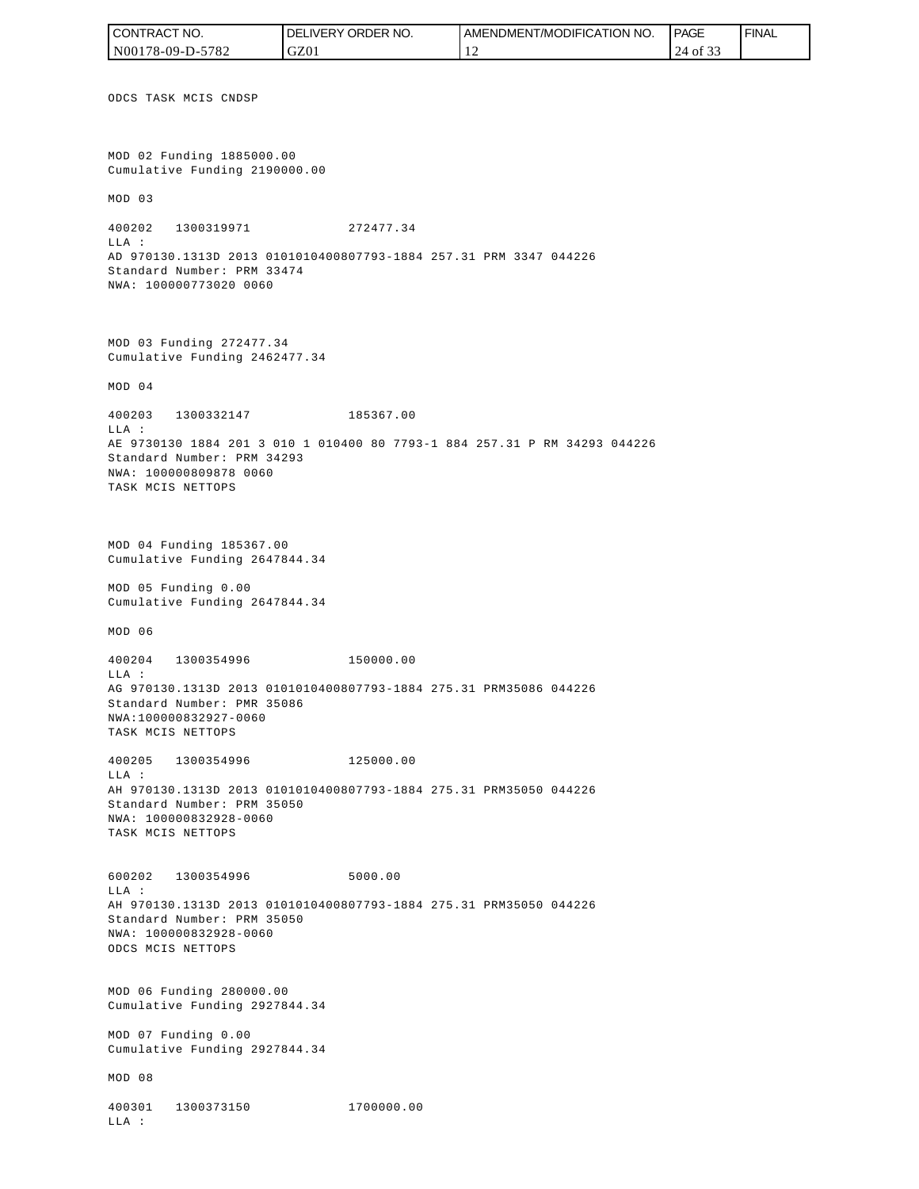ODCS TASK MCIS CNDSP

MOD 02 Funding 1885000.00
Cumulative Funding 2190000.00

MOD 03

400202 1300319971 272477.34
LLA :
AD 970130.1313D 2013 0101010400807793-1884 257.31 PRM 3347 044226
Standard Number: PRM 33474
NWA: 100000773020 0060

MOD 03 Funding 272477.34
Cumulative Funding 2462477.34

MOD 04

400203 1300332147 185367.00
LLA :
AE 9730130 1884 201 3 010 1 010400 80 7793-1 884 257.31 P RM 34293 044226
Standard Number: PRM 34293
NWA: 100000809878 0060
TASK MCIS NETTOPS

MOD 04 Funding 185367.00
Cumulative Funding 2647844.34

MOD 05 Funding 0.00
Cumulative Funding 2647844.34

MOD 06

400204 1300354996 150000.00
LLA :
AG 970130.1313D 2013 0101010400807793-1884 275.31 PRM35086 044226
Standard Number: PMR 35086
NWA:100000832927-0060
TASK MCIS NETTOPS

400205 1300354996 125000.00
LLA :
AH 970130.1313D 2013 0101010400807793-1884 275.31 PRM35050 044226
Standard Number: PRM 35050
NWA: 100000832928-0060
TASK MCIS NETTOPS

600202 1300354996 5000.00
LLA :
AH 970130.1313D 2013 0101010400807793-1884 275.31 PRM35050 044226
Standard Number: PRM 35050
NWA: 100000832928-0060
ODCS MCIS NETTOPS

MOD 06 Funding 280000.00
Cumulative Funding 2927844.34

MOD 07 Funding 0.00
Cumulative Funding 2927844.34

MOD 08

400301 1300373150 1700000.00
LLA :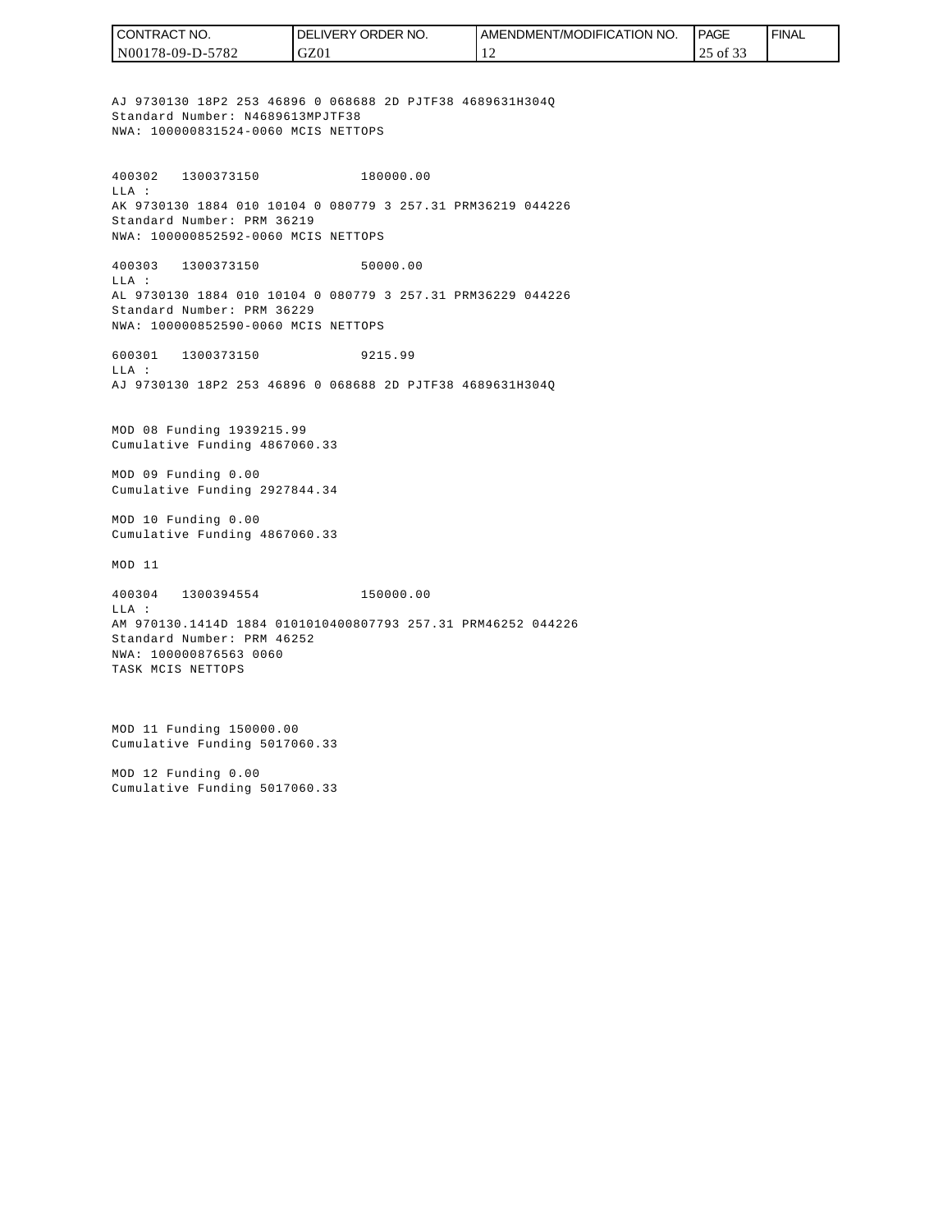AJ 9730130 18P2 253 46896 0 068688 2D PJTF38 4689631H304Q
Standard Number: N4689613MPJTF38
NWA: 100000831524-0060 MCIS NETTOPS

400302 1300373150 180000.00
LLA :
AK 9730130 1884 010 10104 0 080779 3 257.31 PRM36219 044226
Standard Number: PRM 36219
NWA: 100000852592-0060 MCIS NETTOPS

400303 1300373150 50000.00
LLA :
AL 9730130 1884 010 10104 0 080779 3 257.31 PRM36229 044226
Standard Number: PRM 36229
NWA: 100000852590-0060 MCIS NETTOPS

600301 1300373150 9215.99
LLA :
AJ 9730130 18P2 253 46896 0 068688 2D PJTF38 4689631H304Q

MOD 08 Funding 1939215.99
Cumulative Funding 4867060.33

MOD 09 Funding 0.00
Cumulative Funding 2927844.34

MOD 10 Funding 0.00
Cumulative Funding 4867060.33

MOD 11

400304 1300394554 150000.00
LLA :
AM 970130.1414D 1884 0101010400807793 257.31 PRM46252 044226
Standard Number: PRM 46252
NWA: 100000876563 0060
TASK MCIS NETTOPS

MOD 11 Funding 150000.00
Cumulative Funding 5017060.33

MOD 12 Funding 0.00
Cumulative Funding 5017060.33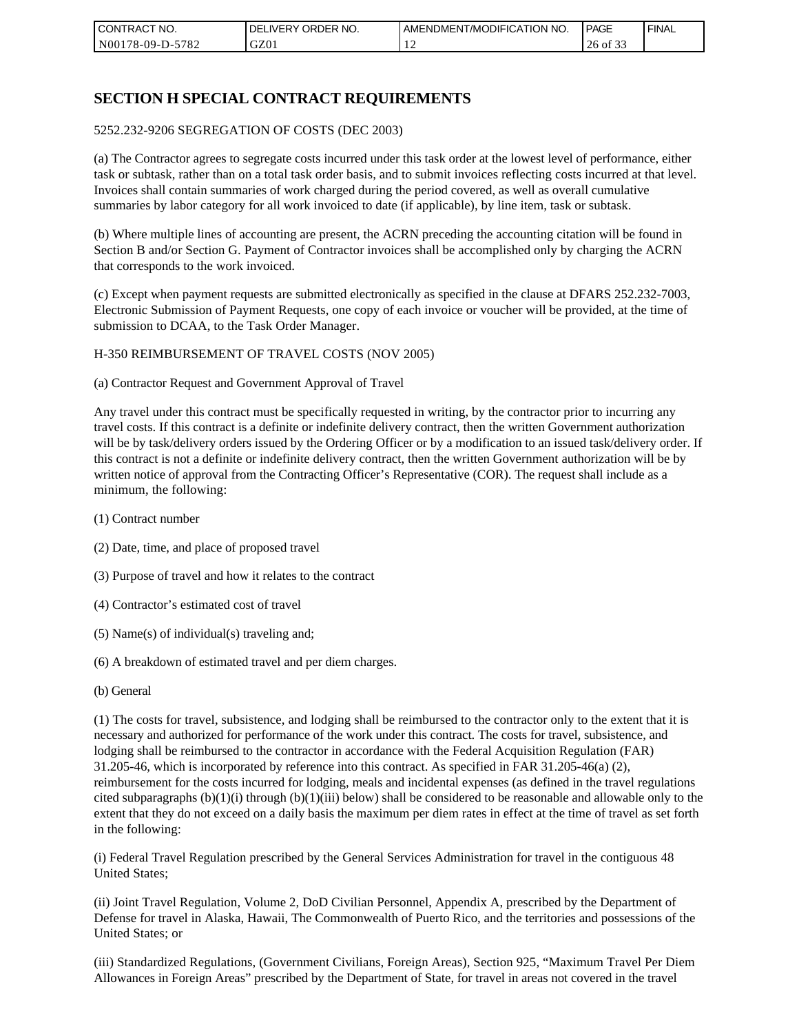# SECTION H SPECIAL CONTRACT REQUIREMENTS

5252.232-9206 SEGREGATION OF COSTS (DEC 2003)

(a) The Contractor agrees to segregate costs incurred under this task order at the lowest level of performance, either task or subtask, rather than on a total task order basis, and to submit invoices reflecting costs incurred at that level. Invoices shall contain summaries of work charged during the period covered, as well as overall cumulative summaries by labor category for all work invoiced to date (if applicable), by line item, task or subtask.

(b) Where multiple lines of accounting are present, the ACRN preceding the accounting citation will be found in Section B and/or Section G. Payment of Contractor invoices shall be accomplished only by charging the ACRN that corresponds to the work invoiced.

(c) Except when payment requests are submitted electronically as specified in the clause at DFARS 252.232-7003, Electronic Submission of Payment Requests, one copy of each invoice or voucher will be provided, at the time of submission to DCAA, to the Task Order Manager.

H-350 REIMBURSEMENT OF TRAVEL COSTS (NOV 2005)

(a) Contractor Request and Government Approval of Travel

Any travel under this contract must be specifically requested in writing, by the contractor prior to incurring any travel costs. If this contract is a definite or indefinite delivery contract, then the written Government authorization will be by task/delivery orders issued by the Ordering Officer or by a modification to an issued task/delivery order. If this contract is not a definite or indefinite delivery contract, then the written Government authorization will be by written notice of approval from the Contracting Officer's Representative (COR). The request shall include as a minimum, the following:

(1) Contract number

(2) Date, time, and place of proposed travel

(3) Purpose of travel and how it relates to the contract

(4) Contractor's estimated cost of travel

(5) Name(s) of individual(s) traveling and;

(6) A breakdown of estimated travel and per diem charges.

(b) General

(1) The costs for travel, subsistence, and lodging shall be reimbursed to the contractor only to the extent that it is necessary and authorized for performance of the work under this contract. The costs for travel, subsistence, and lodging shall be reimbursed to the contractor in accordance with the Federal Acquisition Regulation (FAR) 31.205-46, which is incorporated by reference into this contract. As specified in FAR 31.205-46(a) (2), reimbursement for the costs incurred for lodging, meals and incidental expenses (as defined in the travel regulations cited subparagraphs (b)(1)(i) through (b)(1)(iii) below) shall be considered to be reasonable and allowable only to the extent that they do not exceed on a daily basis the maximum per diem rates in effect at the time of travel as set forth in the following:

(i) Federal Travel Regulation prescribed by the General Services Administration for travel in the contiguous 48 United States;

(ii) Joint Travel Regulation, Volume 2, DoD Civilian Personnel, Appendix A, prescribed by the Department of Defense for travel in Alaska, Hawaii, The Commonwealth of Puerto Rico, and the territories and possessions of the United States; or

(iii) Standardized Regulations, (Government Civilians, Foreign Areas), Section 925, "Maximum Travel Per Diem Allowances in Foreign Areas" prescribed by the Department of State, for travel in areas not covered in the travel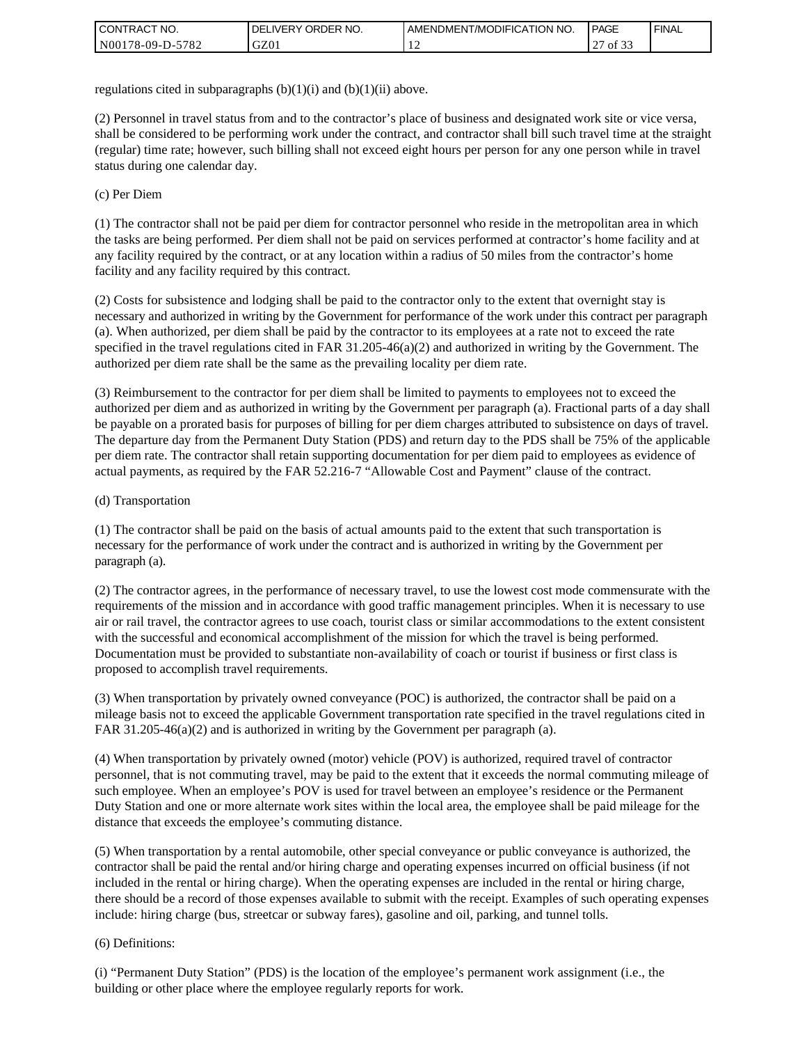regulations cited in subparagraphs (b)(1)(i) and (b)(1)(ii) above.

(2) Personnel in travel status from and to the contractor's place of business and designated work site or vice versa, shall be considered to be performing work under the contract, and contractor shall bill such travel time at the straight (regular) time rate; however, such billing shall not exceed eight hours per person for any one person while in travel status during one calendar day.

(c) Per Diem

(1) The contractor shall not be paid per diem for contractor personnel who reside in the metropolitan area in which the tasks are being performed. Per diem shall not be paid on services performed at contractor's home facility and at any facility required by the contract, or at any location within a radius of 50 miles from the contractor's home facility and any facility required by this contract.

(2) Costs for subsistence and lodging shall be paid to the contractor only to the extent that overnight stay is necessary and authorized in writing by the Government for performance of the work under this contract per paragraph (a). When authorized, per diem shall be paid by the contractor to its employees at a rate not to exceed the rate specified in the travel regulations cited in FAR 31.205-46(a)(2) and authorized in writing by the Government. The authorized per diem rate shall be the same as the prevailing locality per diem rate.

(3) Reimbursement to the contractor for per diem shall be limited to payments to employees not to exceed the authorized per diem and as authorized in writing by the Government per paragraph (a). Fractional parts of a day shall be payable on a prorated basis for purposes of billing for per diem charges attributed to subsistence on days of travel. The departure day from the Permanent Duty Station (PDS) and return day to the PDS shall be 75% of the applicable per diem rate. The contractor shall retain supporting documentation for per diem paid to employees as evidence of actual payments, as required by the FAR 52.216-7 "Allowable Cost and Payment" clause of the contract.

(d) Transportation

(1) The contractor shall be paid on the basis of actual amounts paid to the extent that such transportation is necessary for the performance of work under the contract and is authorized in writing by the Government per paragraph (a).

(2) The contractor agrees, in the performance of necessary travel, to use the lowest cost mode commensurate with the requirements of the mission and in accordance with good traffic management principles. When it is necessary to use air or rail travel, the contractor agrees to use coach, tourist class or similar accommodations to the extent consistent with the successful and economical accomplishment of the mission for which the travel is being performed. Documentation must be provided to substantiate non-availability of coach or tourist if business or first class is proposed to accomplish travel requirements.

(3) When transportation by privately owned conveyance (POC) is authorized, the contractor shall be paid on a mileage basis not to exceed the applicable Government transportation rate specified in the travel regulations cited in FAR 31.205-46(a)(2) and is authorized in writing by the Government per paragraph (a).

(4) When transportation by privately owned (motor) vehicle (POV) is authorized, required travel of contractor personnel, that is not commuting travel, may be paid to the extent that it exceeds the normal commuting mileage of such employee. When an employee's POV is used for travel between an employee's residence or the Permanent Duty Station and one or more alternate work sites within the local area, the employee shall be paid mileage for the distance that exceeds the employee's commuting distance.

(5) When transportation by a rental automobile, other special conveyance or public conveyance is authorized, the contractor shall be paid the rental and/or hiring charge and operating expenses incurred on official business (if not included in the rental or hiring charge). When the operating expenses are included in the rental or hiring charge, there should be a record of those expenses available to submit with the receipt. Examples of such operating expenses include: hiring charge (bus, streetcar or subway fares), gasoline and oil, parking, and tunnel tolls.

(6) Definitions:

(i) "Permanent Duty Station" (PDS) is the location of the employee's permanent work assignment (i.e., the building or other place where the employee regularly reports for work.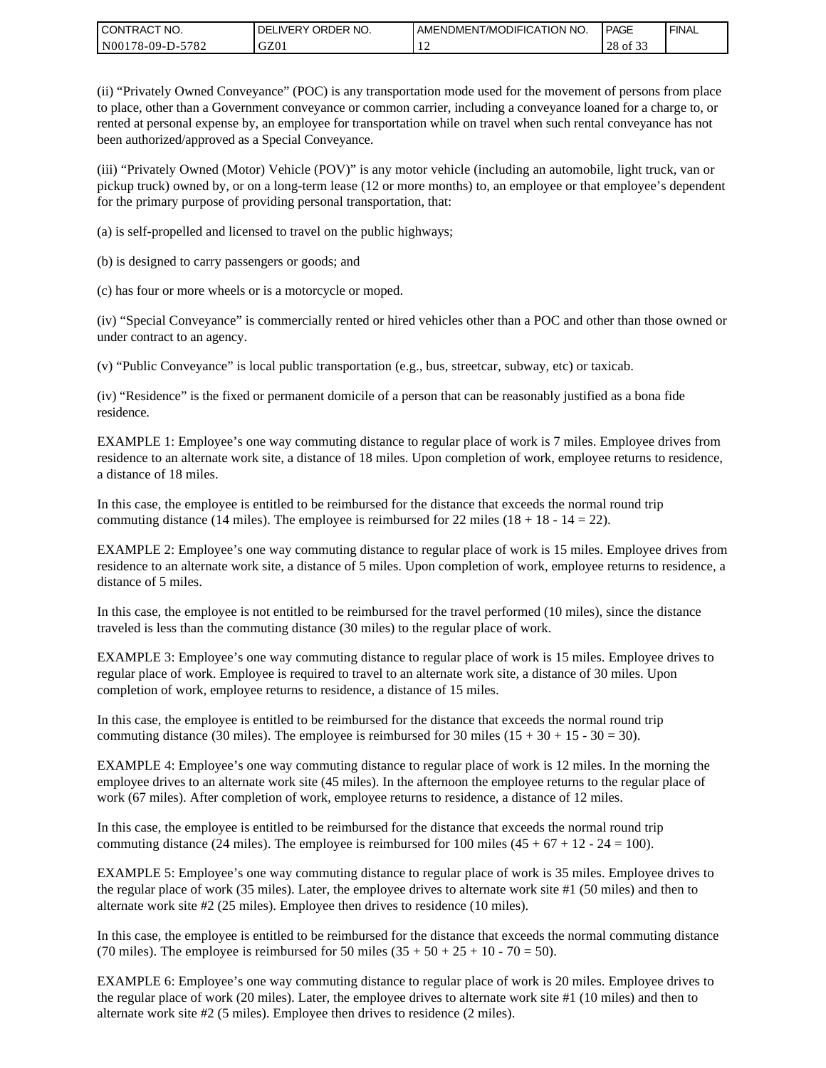(ii) “Privately Owned Conveyance” (POC) is any transportation mode used for the movement of persons from place to place, other than a Government conveyance or common carrier, including a conveyance loaned for a charge to, or rented at personal expense by, an employee for transportation while on travel when such rental conveyance has not been authorized/approved as a Special Conveyance.

(iii) “Privately Owned (Motor) Vehicle (POV)” is any motor vehicle (including an automobile, light truck, van or pickup truck) owned by, or on a long-term lease (12 or more months) to, an employee or that employee’s dependent for the primary purpose of providing personal transportation, that:

(a) is self-propelled and licensed to travel on the public highways;

(b) is designed to carry passengers or goods; and

(c) has four or more wheels or is a motorcycle or moped.

(iv) “Special Conveyance” is commercially rented or hired vehicles other than a POC and other than those owned or under contract to an agency.

(v) “Public Conveyance” is local public transportation (e.g., bus, streetcar, subway, etc) or taxicab.

(iv) “Residence” is the fixed or permanent domicile of a person that can be reasonably justified as a bona fide residence.

EXAMPLE 1: Employee’s one way commuting distance to regular place of work is 7 miles. Employee drives from residence to an alternate work site, a distance of 18 miles. Upon completion of work, employee returns to residence, a distance of 18 miles.

In this case, the employee is entitled to be reimbursed for the distance that exceeds the normal round trip commuting distance (14 miles). The employee is reimbursed for 22 miles (18 + 18 - 14 = 22).

EXAMPLE 2: Employee’s one way commuting distance to regular place of work is 15 miles. Employee drives from residence to an alternate work site, a distance of 5 miles. Upon completion of work, employee returns to residence, a distance of 5 miles.

In this case, the employee is not entitled to be reimbursed for the travel performed (10 miles), since the distance traveled is less than the commuting distance (30 miles) to the regular place of work.

EXAMPLE 3: Employee’s one way commuting distance to regular place of work is 15 miles. Employee drives to regular place of work. Employee is required to travel to an alternate work site, a distance of 30 miles. Upon completion of work, employee returns to residence, a distance of 15 miles.

In this case, the employee is entitled to be reimbursed for the distance that exceeds the normal round trip commuting distance (30 miles). The employee is reimbursed for 30 miles (15 + 30 + 15 - 30 = 30).

EXAMPLE 4: Employee’s one way commuting distance to regular place of work is 12 miles. In the morning the employee drives to an alternate work site (45 miles). In the afternoon the employee returns to the regular place of work (67 miles). After completion of work, employee returns to residence, a distance of 12 miles.

In this case, the employee is entitled to be reimbursed for the distance that exceeds the normal round trip commuting distance (24 miles). The employee is reimbursed for 100 miles (45 + 67 + 12 - 24 = 100).

EXAMPLE 5: Employee’s one way commuting distance to regular place of work is 35 miles. Employee drives to the regular place of work (35 miles). Later, the employee drives to alternate work site #1 (50 miles) and then to alternate work site #2 (25 miles). Employee then drives to residence (10 miles).

In this case, the employee is entitled to be reimbursed for the distance that exceeds the normal commuting distance (70 miles). The employee is reimbursed for 50 miles (35 + 50 + 25 + 10 - 70 = 50).

EXAMPLE 6: Employee’s one way commuting distance to regular place of work is 20 miles. Employee drives to the regular place of work (20 miles). Later, the employee drives to alternate work site #1 (10 miles) and then to alternate work site #2 (5 miles). Employee then drives to residence (2 miles).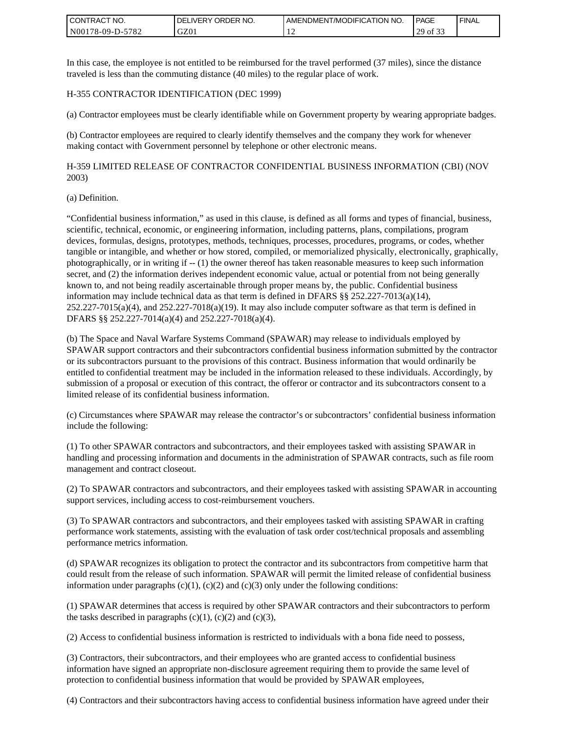In this case, the employee is not entitled to be reimbursed for the travel performed (37 miles), since the distance traveled is less than the commuting distance (40 miles) to the regular place of work.

H-355 CONTRACTOR IDENTIFICATION (DEC 1999)

(a) Contractor employees must be clearly identifiable while on Government property by wearing appropriate badges.

(b) Contractor employees are required to clearly identify themselves and the company they work for whenever making contact with Government personnel by telephone or other electronic means.

H-359 LIMITED RELEASE OF CONTRACTOR CONFIDENTIAL BUSINESS INFORMATION (CBI) (NOV 2003)

(a) Definition.

"Confidential business information," as used in this clause, is defined as all forms and types of financial, business, scientific, technical, economic, or engineering information, including patterns, plans, compilations, program devices, formulas, designs, prototypes, methods, techniques, processes, procedures, programs, or codes, whether tangible or intangible, and whether or how stored, compiled, or memorialized physically, electronically, graphically, photographically, or in writing if -- (1) the owner thereof has taken reasonable measures to keep such information secret, and (2) the information derives independent economic value, actual or potential from not being generally known to, and not being readily ascertainable through proper means by, the public. Confidential business information may include technical data as that term is defined in DFARS §§ 252.227-7013(a)(14), 252.227-7015(a)(4), and 252.227-7018(a)(19). It may also include computer software as that term is defined in DFARS §§ 252.227-7014(a)(4) and 252.227-7018(a)(4).

(b) The Space and Naval Warfare Systems Command (SPAWAR) may release to individuals employed by SPAWAR support contractors and their subcontractors confidential business information submitted by the contractor or its subcontractors pursuant to the provisions of this contract. Business information that would ordinarily be entitled to confidential treatment may be included in the information released to these individuals. Accordingly, by submission of a proposal or execution of this contract, the offeror or contractor and its subcontractors consent to a limited release of its confidential business information.

(c) Circumstances where SPAWAR may release the contractor's or subcontractors' confidential business information include the following:

(1) To other SPAWAR contractors and subcontractors, and their employees tasked with assisting SPAWAR in handling and processing information and documents in the administration of SPAWAR contracts, such as file room management and contract closeout.

(2) To SPAWAR contractors and subcontractors, and their employees tasked with assisting SPAWAR in accounting support services, including access to cost-reimbursement vouchers.

(3) To SPAWAR contractors and subcontractors, and their employees tasked with assisting SPAWAR in crafting performance work statements, assisting with the evaluation of task order cost/technical proposals and assembling performance metrics information.

(d) SPAWAR recognizes its obligation to protect the contractor and its subcontractors from competitive harm that could result from the release of such information. SPAWAR will permit the limited release of confidential business information under paragraphs (c)(1), (c)(2) and (c)(3) only under the following conditions:

(1) SPAWAR determines that access is required by other SPAWAR contractors and their subcontractors to perform the tasks described in paragraphs (c)(1), (c)(2) and (c)(3),

(2) Access to confidential business information is restricted to individuals with a bona fide need to possess,

(3) Contractors, their subcontractors, and their employees who are granted access to confidential business information have signed an appropriate non-disclosure agreement requiring them to provide the same level of protection to confidential business information that would be provided by SPAWAR employees,

(4) Contractors and their subcontractors having access to confidential business information have agreed under their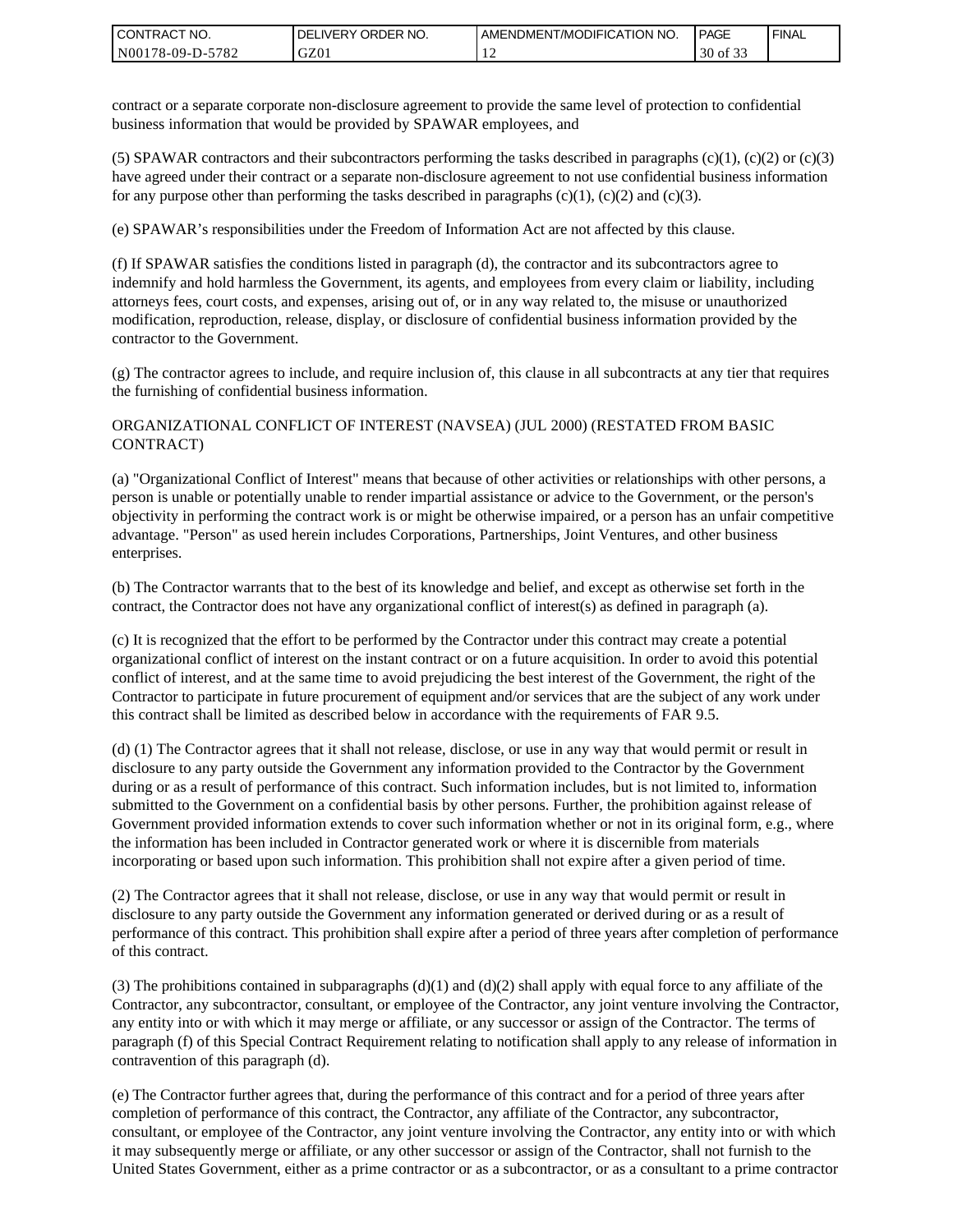contract or a separate corporate non-disclosure agreement to provide the same level of protection to confidential business information that would be provided by SPAWAR employees, and

(5) SPAWAR contractors and their subcontractors performing the tasks described in paragraphs (c)(1), (c)(2) or (c)(3) have agreed under their contract or a separate non-disclosure agreement to not use confidential business information for any purpose other than performing the tasks described in paragraphs (c)(1), (c)(2) and (c)(3).

(e) SPAWAR's responsibilities under the Freedom of Information Act are not affected by this clause.

(f) If SPAWAR satisfies the conditions listed in paragraph (d), the contractor and its subcontractors agree to indemnify and hold harmless the Government, its agents, and employees from every claim or liability, including attorneys fees, court costs, and expenses, arising out of, or in any way related to, the misuse or unauthorized modification, reproduction, release, display, or disclosure of confidential business information provided by the contractor to the Government.

(g) The contractor agrees to include, and require inclusion of, this clause in all subcontracts at any tier that requires the furnishing of confidential business information.

ORGANIZATIONAL CONFLICT OF INTEREST (NAVSEA) (JUL 2000) (RESTATED FROM BASIC CONTRACT)

(a) "Organizational Conflict of Interest" means that because of other activities or relationships with other persons, a person is unable or potentially unable to render impartial assistance or advice to the Government, or the person's objectivity in performing the contract work is or might be otherwise impaired, or a person has an unfair competitive advantage. "Person" as used herein includes Corporations, Partnerships, Joint Ventures, and other business enterprises.

(b) The Contractor warrants that to the best of its knowledge and belief, and except as otherwise set forth in the contract, the Contractor does not have any organizational conflict of interest(s) as defined in paragraph (a).

(c) It is recognized that the effort to be performed by the Contractor under this contract may create a potential organizational conflict of interest on the instant contract or on a future acquisition. In order to avoid this potential conflict of interest, and at the same time to avoid prejudicing the best interest of the Government, the right of the Contractor to participate in future procurement of equipment and/or services that are the subject of any work under this contract shall be limited as described below in accordance with the requirements of FAR 9.5.

(d) (1) The Contractor agrees that it shall not release, disclose, or use in any way that would permit or result in disclosure to any party outside the Government any information provided to the Contractor by the Government during or as a result of performance of this contract. Such information includes, but is not limited to, information submitted to the Government on a confidential basis by other persons. Further, the prohibition against release of Government provided information extends to cover such information whether or not in its original form, e.g., where the information has been included in Contractor generated work or where it is discernible from materials incorporating or based upon such information. This prohibition shall not expire after a given period of time.

(2) The Contractor agrees that it shall not release, disclose, or use in any way that would permit or result in disclosure to any party outside the Government any information generated or derived during or as a result of performance of this contract. This prohibition shall expire after a period of three years after completion of performance of this contract.

(3) The prohibitions contained in subparagraphs (d)(1) and (d)(2) shall apply with equal force to any affiliate of the Contractor, any subcontractor, consultant, or employee of the Contractor, any joint venture involving the Contractor, any entity into or with which it may merge or affiliate, or any successor or assign of the Contractor. The terms of paragraph (f) of this Special Contract Requirement relating to notification shall apply to any release of information in contravention of this paragraph (d).

(e) The Contractor further agrees that, during the performance of this contract and for a period of three years after completion of performance of this contract, the Contractor, any affiliate of the Contractor, any subcontractor, consultant, or employee of the Contractor, any joint venture involving the Contractor, any entity into or with which it may subsequently merge or affiliate, or any other successor or assign of the Contractor, shall not furnish to the United States Government, either as a prime contractor or as a subcontractor, or as a consultant to a prime contractor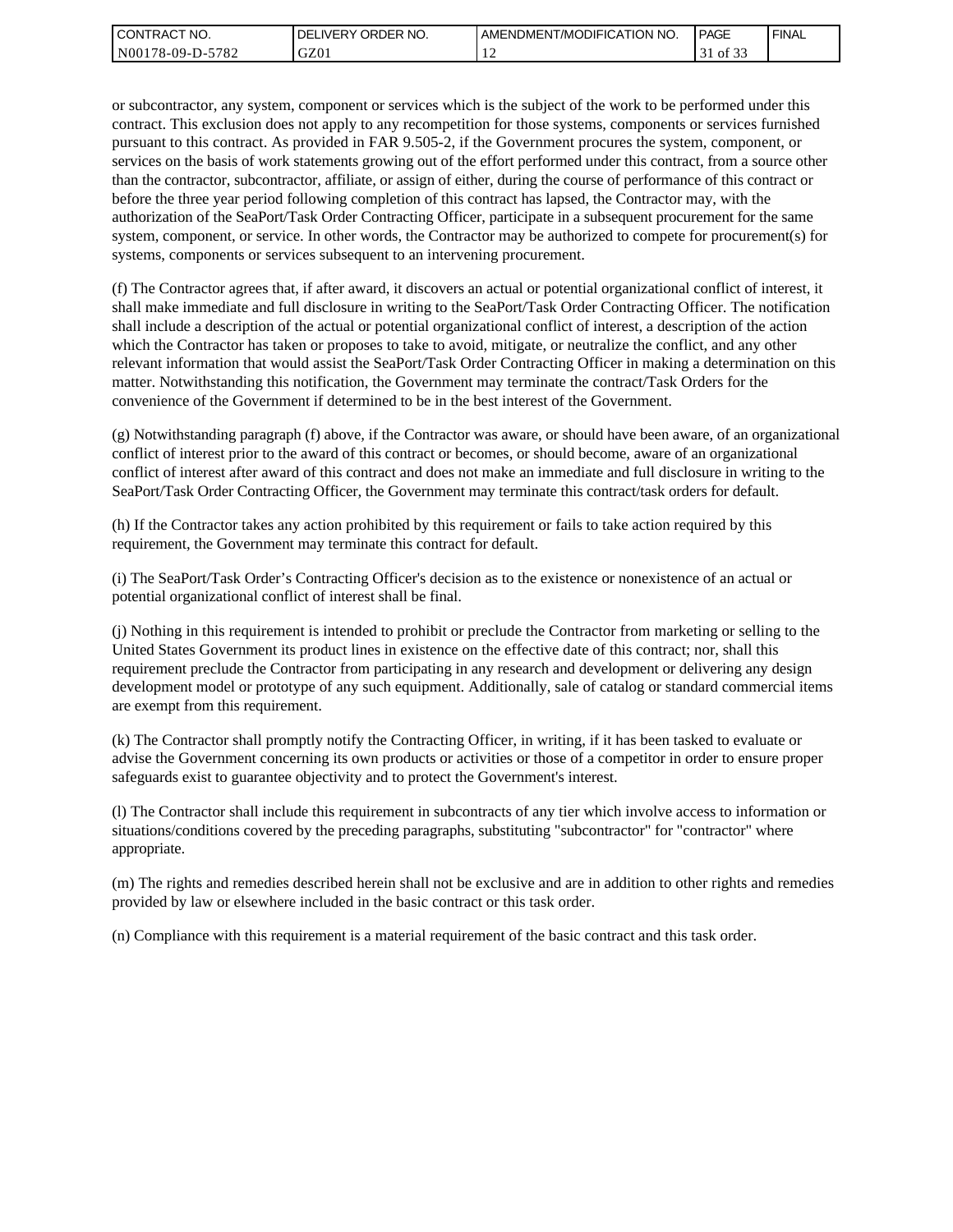or subcontractor, any system, component or services which is the subject of the work to be performed under this contract. This exclusion does not apply to any recompetition for those systems, components or services furnished pursuant to this contract. As provided in FAR 9.505-2, if the Government procures the system, component, or services on the basis of work statements growing out of the effort performed under this contract, from a source other than the contractor, subcontractor, affiliate, or assign of either, during the course of performance of this contract or before the three year period following completion of this contract has lapsed, the Contractor may, with the authorization of the SeaPort/Task Order Contracting Officer, participate in a subsequent procurement for the same system, component, or service. In other words, the Contractor may be authorized to compete for procurement(s) for systems, components or services subsequent to an intervening procurement.

(f) The Contractor agrees that, if after award, it discovers an actual or potential organizational conflict of interest, it shall make immediate and full disclosure in writing to the SeaPort/Task Order Contracting Officer. The notification shall include a description of the actual or potential organizational conflict of interest, a description of the action which the Contractor has taken or proposes to take to avoid, mitigate, or neutralize the conflict, and any other relevant information that would assist the SeaPort/Task Order Contracting Officer in making a determination on this matter. Notwithstanding this notification, the Government may terminate the contract/Task Orders for the convenience of the Government if determined to be in the best interest of the Government.

(g) Notwithstanding paragraph (f) above, if the Contractor was aware, or should have been aware, of an organizational conflict of interest prior to the award of this contract or becomes, or should become, aware of an organizational conflict of interest after award of this contract and does not make an immediate and full disclosure in writing to the SeaPort/Task Order Contracting Officer, the Government may terminate this contract/task orders for default.

(h) If the Contractor takes any action prohibited by this requirement or fails to take action required by this requirement, the Government may terminate this contract for default.

(i) The SeaPort/Task Order's Contracting Officer's decision as to the existence or nonexistence of an actual or potential organizational conflict of interest shall be final.

(j) Nothing in this requirement is intended to prohibit or preclude the Contractor from marketing or selling to the United States Government its product lines in existence on the effective date of this contract; nor, shall this requirement preclude the Contractor from participating in any research and development or delivering any design development model or prototype of any such equipment. Additionally, sale of catalog or standard commercial items are exempt from this requirement.

(k) The Contractor shall promptly notify the Contracting Officer, in writing, if it has been tasked to evaluate or advise the Government concerning its own products or activities or those of a competitor in order to ensure proper safeguards exist to guarantee objectivity and to protect the Government's interest.

(l) The Contractor shall include this requirement in subcontracts of any tier which involve access to information or situations/conditions covered by the preceding paragraphs, substituting "subcontractor" for "contractor" where appropriate.

(m) The rights and remedies described herein shall not be exclusive and are in addition to other rights and remedies provided by law or elsewhere included in the basic contract or this task order.

(n) Compliance with this requirement is a material requirement of the basic contract and this task order.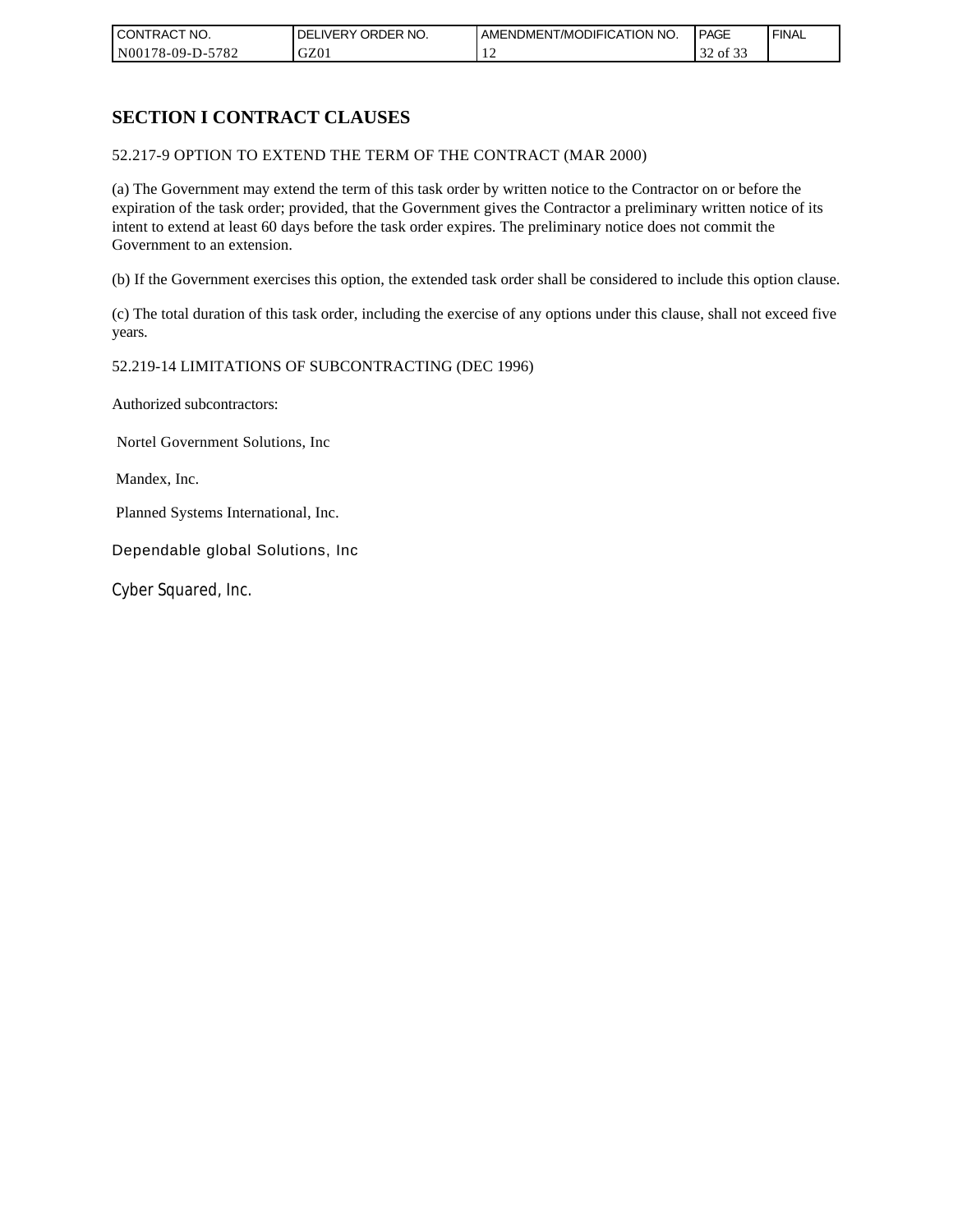## SECTION I CONTRACT CLAUSES

52.217-9 OPTION TO EXTEND THE TERM OF THE CONTRACT (MAR 2000)

(a) The Government may extend the term of this task order by written notice to the Contractor on or before the expiration of the task order; provided, that the Government gives the Contractor a preliminary written notice of its intent to extend at least 60 days before the task order expires. The preliminary notice does not commit the Government to an extension.

(b) If the Government exercises this option, the extended task order shall be considered to include this option clause.

(c) The total duration of this task order, including the exercise of any options under this clause, shall not exceed five years.

52.219-14 LIMITATIONS OF SUBCONTRACTING (DEC 1996)

Authorized subcontractors:

Nortel Government Solutions, Inc

Mandex, Inc.

Planned Systems International, Inc.

Dependable global Solutions, Inc

Cyber Squared, Inc.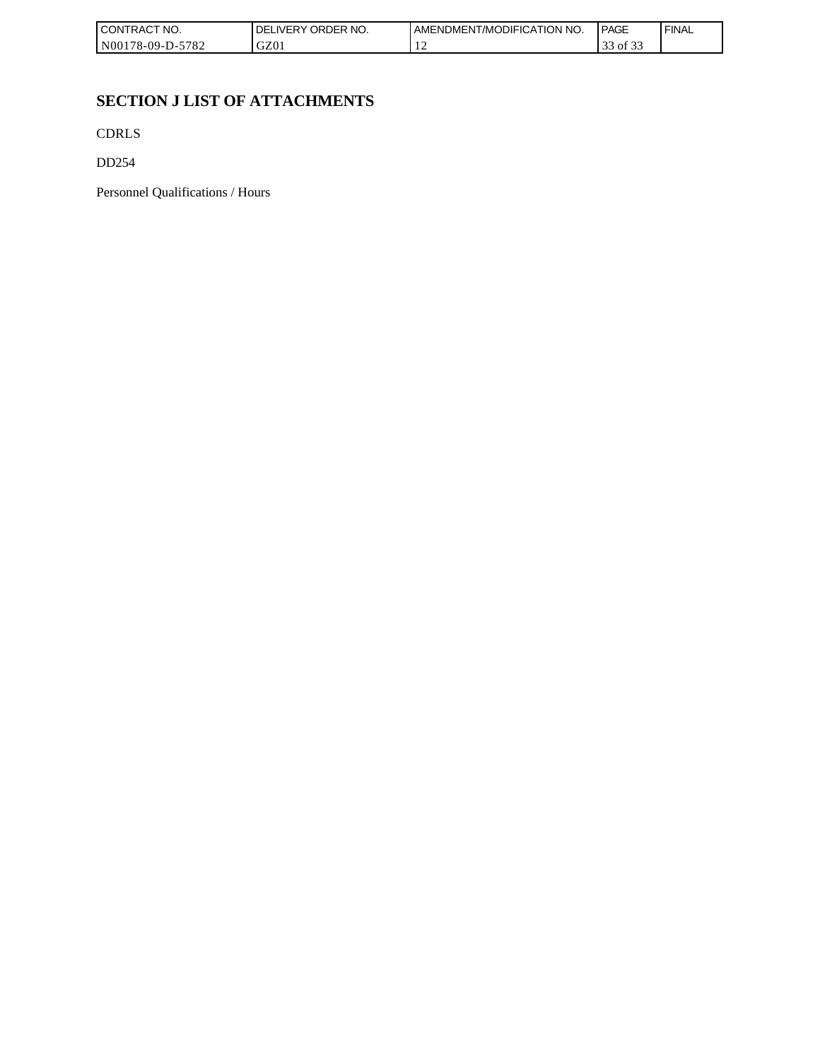## SECTION J LIST OF ATTACHMENTS

CDRLS

DD254

Personnel Qualifications / Hours